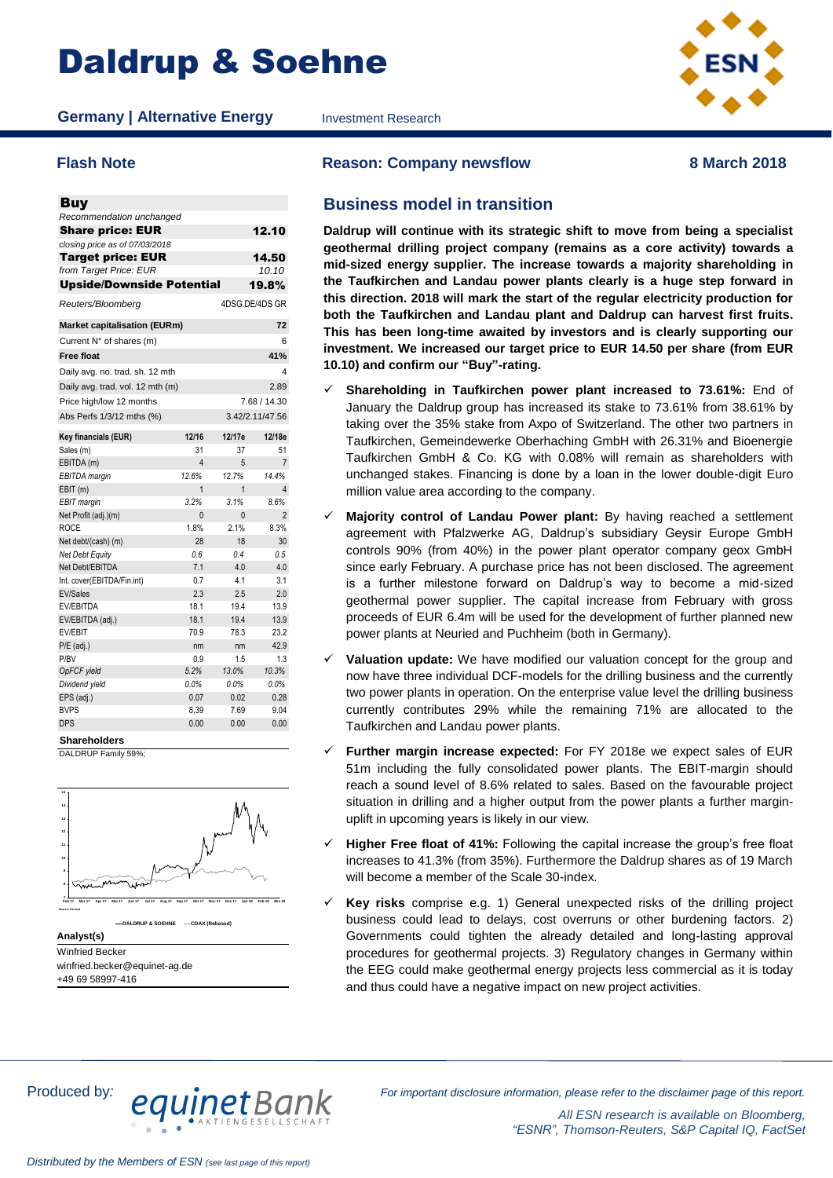# Daldrup & Soehne

**Germany | Alternative Energy** Investment Research

**Flash Note** | **Reason: Company newsflow** | **8 March 2018**

| **Buy** | |
|---|---|
| *Recommendation unchanged* | |
| **Share price: EUR** | **12.10** |
| *closing price as of 07/03/2018* | |
| **Target price: EUR** | **14.50** |
| *from Target Price: EUR* | *10.10* |
| **Upside/Downside Potential** | **19.8%** |
| *Reuters/Bloomberg* | 4DSG.DE/4DS GR |

| | |
|---|---|
| **Market capitalisation (EURm)** | **72** |
| Current N° of shares (m) | 6 |
| **Free float** | **41%** |
| Daily avg. no. trad. sh. 12 mth | 4 |
| Daily avg. trad. vol. 12 mth (m) | 2.89 |
| Price high/low 12 months | 7.68 / 14.30 |
| Abs Perfs 1/3/12 mths (%) | 3.42/2.11/47.56 |

| **Key financials (EUR)** | **12/16** | **12/17e** | **12/18e** |
|---|---|---|---|
| Sales (m) | 31 | 37 | 51 |
| EBITDA (m) | 4 | 5 | 7 |
| *EBITDA margin* | *12.6%* | *12.7%* | *14.4%* |
| EBIT (m) | 1 | 1 | 4 |
| *EBIT margin* | *3.2%* | *3.1%* | *8.6%* |
| Net Profit (adj.)(m) | 0 | 0 | 2 |
| ROCE | 1.8% | 2.1% | 8.3% |
| Net debt/(cash) (m) | 28 | 18 | 30 |
| *Net Debt Equity* | *0.6* | *0.4* | *0.5* |
| Net Debt/EBITDA | 7.1 | 4.0 | 4.0 |
| Int. cover(EBITDA/Fin.int) | 0.7 | 4.1 | 3.1 |
| EV/Sales | 2.3 | 2.5 | 2.0 |
| EV/EBITDA | 18.1 | 19.4 | 13.9 |
| EV/EBITDA (adj.) | 18.1 | 19.4 | 13.9 |
| EV/EBIT | 70.9 | 78.3 | 23.2 |
| P/E (adj.) | nm | nm | 42.9 |
| P/BV | 0.9 | 1.5 | 1.3 |
| *OpFCF yield* | *5.2%* | *13.0%* | *10.3%* |
| *Dividend yield* | *0.0%* | *0.0%* | *0.0%* |
| EPS (adj.) | 0.07 | 0.02 | 0.28 |
| BVPS | 8.39 | 7.69 | 9.04 |
| DPS | 0.00 | 0.00 | 0.00 |

**Shareholders**

DALDRUP Family 59%;

—DALDRUP & SOEHNE —CDAX (Rebased)

**Analyst(s)**

Winfried Becker
winfried.becker@equinet-ag.de
+49 69 58997-416

## Business model in transition

**Daldrup will continue with its strategic shift to move from being a specialist geothermal drilling project company (remains as a core activity) towards a mid-sized energy supplier. The increase towards a majority shareholding in the Taufkirchen and Landau power plants clearly is a huge step forward in this direction. 2018 will mark the start of the regular electricity production for both the Taufkirchen and Landau plant and Daldrup can harvest first fruits. This has been long-time awaited by investors and is clearly supporting our investment. We increased our target price to EUR 14.50 per share (from EUR 10.10) and confirm our "Buy"-rating.**

- ✓ **Shareholding in Taufkirchen power plant increased to 73.61%:** End of January the Daldrup group has increased its stake to 73.61% from 38.61% by taking over the 35% stake from Axpo of Switzerland. The other two partners in Taufkirchen, Gemeindewerke Oberhaching GmbH with 26.31% and Bioenergie Taufkirchen GmbH & Co. KG with 0.08% will remain as shareholders with unchanged stakes. Financing is done by a loan in the lower double-digit Euro million value area according to the company.
- ✓ **Majority control of Landau Power plant:** By having reached a settlement agreement with Pfalzwerke AG, Daldrup's subsidiary Geysir Europe GmbH controls 90% (from 40%) in the power plant operator company geox GmbH since early February. A purchase price has not been disclosed. The agreement is a further milestone forward on Daldrup's way to become a mid-sized geothermal power supplier. The capital increase from February with gross proceeds of EUR 6.4m will be used for the development of further planned new power plants at Neuried and Puchheim (both in Germany).
- ✓ **Valuation update:** We have modified our valuation concept for the group and now have three individual DCF-models for the drilling business and the currently two power plants in operation. On the enterprise value level the drilling business currently contributes 29% while the remaining 71% are allocated to the Taufkirchen and Landau power plants.
- ✓ **Further margin increase expected:** For FY 2018e we expect sales of EUR 51m including the fully consolidated power plants. The EBIT-margin should reach a sound level of 8.6% related to sales. Based on the favourable project situation in drilling and a higher output from the power plants a further margin-uplift in upcoming years is likely in our view.
- ✓ **Higher Free float of 41%:** Following the capital increase the group's free float increases to 41.3% (from 35%). Furthermore the Daldrup shares as of 19 March will become a member of the Scale 30-index.
- ✓ **Key risks** comprise e.g. 1) General unexpected risks of the drilling project business could lead to delays, cost overruns or other burdening factors. 2) Governments could tighten the already detailed and long-lasting approval procedures for geothermal projects. 3) Regulatory changes in Germany within the EEG could make geothermal energy projects less commercial as it is today and thus could have a negative impact on new project activities.

Produced by: equinet Bank

*For important disclosure information, please refer to the disclaimer page of this report.*

*All ESN research is available on Bloomberg, "ESNR", Thomson-Reuters, S&P Capital IQ, FactSet*

*Distributed by the Members of ESN (see last page of this report)*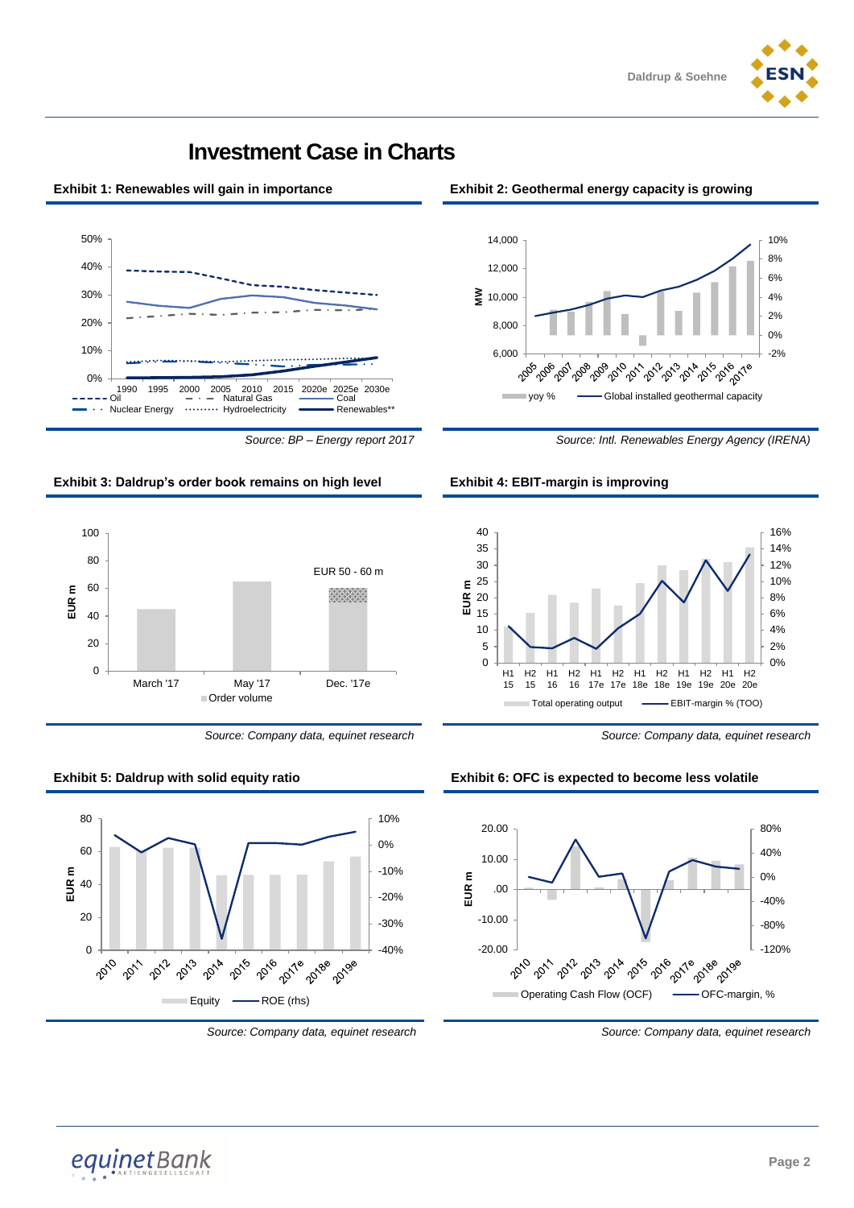# Investment Case in Charts

**Exhibit 1: Renewables will gain in importance**

*Source: BP – Energy report 2017*

**Exhibit 2: Geothermal energy capacity is growing**

*Source: Intl. Renewables Energy Agency (IRENA)*

**Exhibit 3: Daldrup's order book remains on high level**

*Source: Company data, equinet research*

**Exhibit 4: EBIT-margin is improving**

*Source: Company data, equinet research*

**Exhibit 5: Daldrup with solid equity ratio**

*Source: Company data, equinet research*

**Exhibit 6: OFC is expected to become less volatile**

*Source: Company data, equinet research*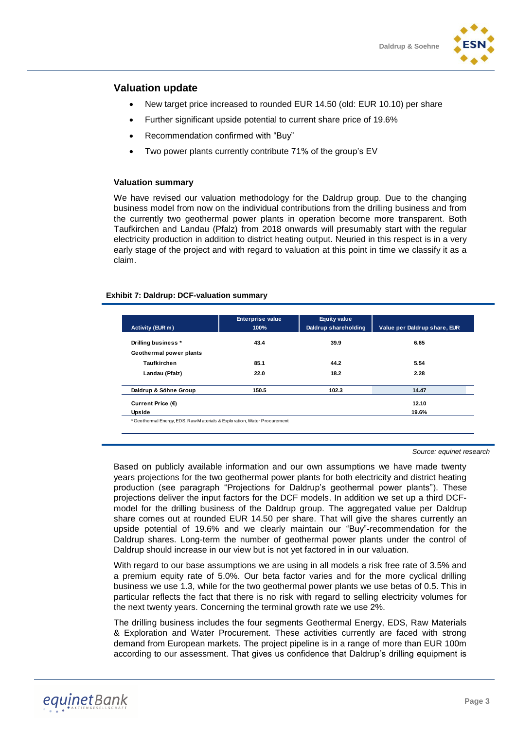## Valuation update

- New target price increased to rounded EUR 14.50 (old: EUR 10.10) per share
- Further significant upside potential to current share price of 19.6%
- Recommendation confirmed with "Buy"
- Two power plants currently contribute 71% of the group's EV

### Valuation summary

We have revised our valuation methodology for the Daldrup group. Due to the changing business model from now on the individual contributions from the drilling business and from the currently two geothermal power plants in operation become more transparent. Both Taufkirchen and Landau (Pfalz) from 2018 onwards will presumably start with the regular electricity production in addition to district heating output. Neuried in this respect is in a very early stage of the project and with regard to valuation at this point in time we classify it as a claim.

**Exhibit 7: Daldrup: DCF-valuation summary**

| Activity (EUR m) | Enterprise value 100% | Equity value Daldrup shareholding | Value per Daldrup share, EUR |
|---|---|---|---|
| Drilling business * | 43.4 | 39.9 | 6.65 |
| Geothermal power plants | | | |
| Taufkirchen | 85.1 | 44.2 | 5.54 |
| Landau (Pfalz) | 22.0 | 18.2 | 2.28 |
| Daldrup & Söhne Group | 150.5 | 102.3 | 14.47 |
| Current Price (€) | | | 12.10 |
| Upside | | | 19.6% |

* Geothermal Energy, EDS, Raw Materials & Exploration, Water Procurement

*Source: equinet research*

Based on publicly available information and our own assumptions we have made twenty years projections for the two geothermal power plants for both electricity and district heating production (see paragraph "Projections for Daldrup's geothermal power plants"). These projections deliver the input factors for the DCF models. In addition we set up a third DCF-model for the drilling business of the Daldrup group. The aggregated value per Daldrup share comes out at rounded EUR 14.50 per share. That will give the shares currently an upside potential of 19.6% and we clearly maintain our "Buy"-recommendation for the Daldrup shares. Long-term the number of geothermal power plants under the control of Daldrup should increase in our view but is not yet factored in in our valuation.

With regard to our base assumptions we are using in all models a risk free rate of 3.5% and a premium equity rate of 5.0%. Our beta factor varies and for the more cyclical drilling business we use 1.3, while for the two geothermal power plants we use betas of 0.5. This in particular reflects the fact that there is no risk with regard to selling electricity volumes for the next twenty years. Concerning the terminal growth rate we use 2%.

The drilling business includes the four segments Geothermal Energy, EDS, Raw Materials & Exploration and Water Procurement. These activities currently are faced with strong demand from European markets. The project pipeline is in a range of more than EUR 100m according to our assessment. That gives us confidence that Daldrup's drilling equipment is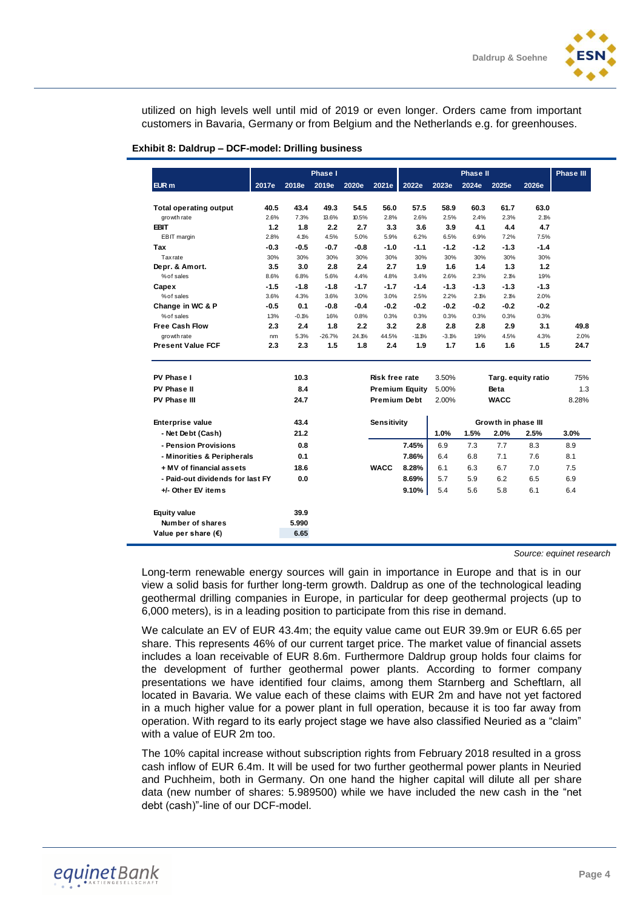utilized on high levels well until mid of 2019 or even longer. Orders came from important customers in Bavaria, Germany or from Belgium and the Netherlands e.g. for greenhouses.

**Exhibit 8: Daldrup – DCF-model: Drilling business**

| | Phase I | | | | | Phase II | | | | | Phase III |
|---|---|---|---|---|---|---|---|---|---|---|---|
| EUR m | 2017e | 2018e | 2019e | 2020e | 2021e | 2022e | 2023e | 2024e | 2025e | 2026e | |
| **Total operating output** | 40.5 | 43.4 | 49.3 | 54.5 | 56.0 | 57.5 | 58.9 | 60.3 | 61.7 | 63.0 | |
| growth rate | 2.6% | 7.3% | 13.6% | 10.5% | 2.8% | 2.6% | 2.5% | 2.4% | 2.3% | 2.1% | |
| **EBIT** | 1.2 | 1.8 | 2.2 | 2.7 | 3.3 | 3.6 | 3.9 | 4.1 | 4.4 | 4.7 | |
| EBIT margin | 2.8% | 4.1% | 4.5% | 5.0% | 5.9% | 6.2% | 6.5% | 6.9% | 7.2% | 7.5% | |
| **Tax** | -0.3 | -0.5 | -0.7 | -0.8 | -1.0 | -1.1 | -1.2 | -1.2 | -1.3 | -1.4 | |
| Tax rate | 30% | 30% | 30% | 30% | 30% | 30% | 30% | 30% | 30% | 30% | |
| **Depr. & Amort.** | 3.5 | 3.0 | 2.8 | 2.4 | 2.7 | 1.9 | 1.6 | 1.4 | 1.3 | 1.2 | |
| % of sales | 8.6% | 6.8% | 5.6% | 4.4% | 4.8% | 3.4% | 2.6% | 2.3% | 2.1% | 1.9% | |
| **Capex** | -1.5 | -1.8 | -1.8 | -1.7 | -1.7 | -1.4 | -1.3 | -1.3 | -1.3 | -1.3 | |
| % of sales | 3.6% | 4.3% | 3.6% | 3.0% | 3.0% | 2.5% | 2.2% | 2.1% | 2.1% | 2.0% | |
| **Change in WC & P** | -0.5 | 0.1 | -0.8 | -0.4 | -0.2 | -0.2 | -0.2 | -0.2 | -0.2 | -0.2 | |
| % of sales | 1.3% | -0.1% | 1.6% | 0.8% | 0.3% | 0.3% | 0.3% | 0.3% | 0.3% | 0.3% | |
| **Free Cash Flow** | 2.3 | 2.4 | 1.8 | 2.2 | 3.2 | 2.8 | 2.8 | 2.8 | 2.9 | 3.1 | 49.8 |
| growth rate | nm | 5.3% | -26.7% | 24.1% | 44.5% | -11.1% | -3.1% | 1.9% | 4.5% | 4.3% | 2.0% |
| **Present Value FCF** | 2.3 | 2.3 | 1.5 | 1.8 | 2.4 | 1.9 | 1.7 | 1.6 | 1.6 | 1.5 | 24.7 |

| | | | | | | | |
|---|---|---|---|---|---|---|---|
| **PV Phase I** | 10.3 | **Risk free rate** | 3.50% | **Targ. equity ratio** | | | 75% |
| **PV Phase II** | 8.4 | **Premium Equity** | 5.00% | **Beta** | | | 1.3 |
| **PV Phase III** | 24.7 | **Premium Debt** | 2.00% | **WACC** | | | 8.28% |

| | | **Sensitivity** | | **Growth in phase III** | | | | |
|---|---|---|---|---|---|---|---|---|
| **Enterprise value** | 43.4 | | | 1.0% | 1.5% | 2.0% | 2.5% | 3.0% |
| - Net Debt (Cash) | 21.2 | | 7.45% | 6.9 | 7.3 | 7.7 | 8.3 | 8.9 |
| - Pension Provisions | 0.8 | | 7.86% | 6.4 | 6.8 | 7.1 | 7.6 | 8.1 |
| - Minorities & Peripherals | 0.1 | **WACC** | 8.28% | 6.1 | 6.3 | 6.7 | 7.0 | 7.5 |
| + MV of financial assets | 18.6 | | 8.69% | 5.7 | 5.9 | 6.2 | 6.5 | 6.9 |
| - Paid-out dividends for last FY | 0.0 | | 9.10% | 5.4 | 5.6 | 5.8 | 6.1 | 6.4 |
| +/- Other EV items | | | | | | | | |
| **Equity value** | 39.9 | | | | | | | |
| Number of shares | 5.990 | | | | | | | |
| **Value per share (€)** | 6.65 | | | | | | | |

*Source: equinet research*

Long-term renewable energy sources will gain in importance in Europe and that is in our view a solid basis for further long-term growth. Daldrup as one of the technological leading geothermal drilling companies in Europe, in particular for deep geothermal projects (up to 6,000 meters), is in a leading position to participate from this rise in demand.

We calculate an EV of EUR 43.4m; the equity value came out EUR 39.9m or EUR 6.65 per share. This represents 46% of our current target price. The market value of financial assets includes a loan receivable of EUR 8.6m. Furthermore Daldrup group holds four claims for the development of further geothermal power plants. According to former company presentations we have identified four claims, among them Starnberg and Scheftlarn, all located in Bavaria. We value each of these claims with EUR 2m and have not yet factored in a much higher value for a power plant in full operation, because it is too far away from operation. With regard to its early project stage we have also classified Neuried as a "claim" with a value of EUR 2m too.

The 10% capital increase without subscription rights from February 2018 resulted in a gross cash inflow of EUR 6.4m. It will be used for two further geothermal power plants in Neuried and Puchheim, both in Germany. On one hand the higher capital will dilute all per share data (new number of shares: 5.989500) while we have included the new cash in the "net debt (cash)"-line of our DCF-model.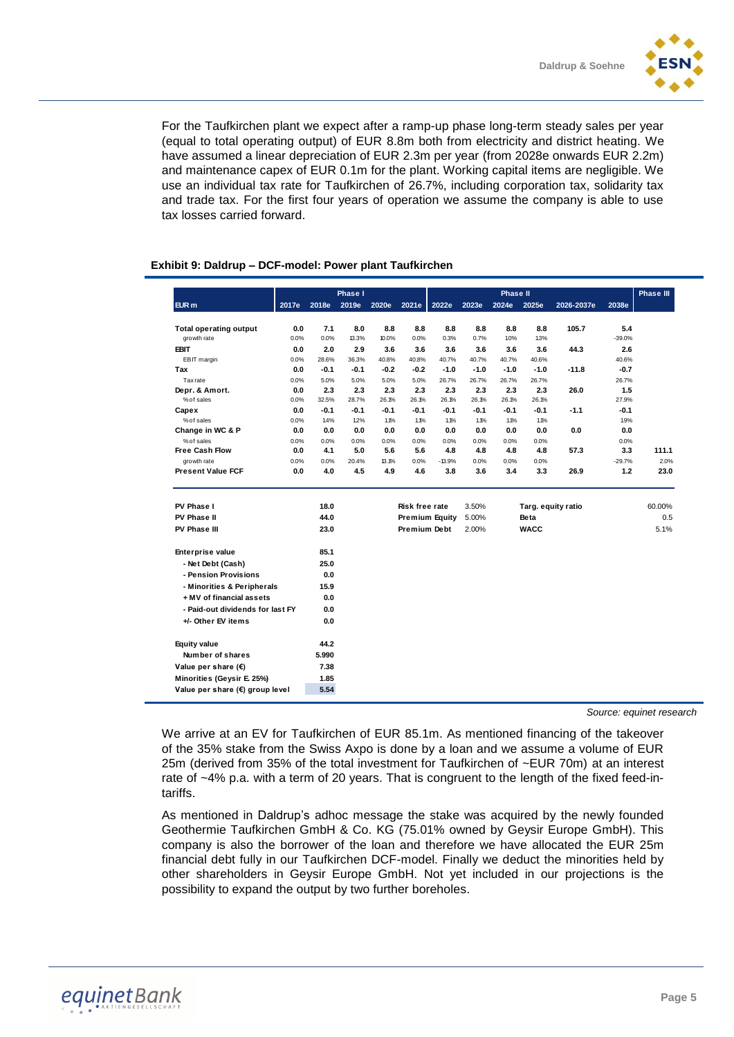For the Taufkirchen plant we expect after a ramp-up phase long-term steady sales per year (equal to total operating output) of EUR 8.8m both from electricity and district heating. We have assumed a linear depreciation of EUR 2.3m per year (from 2028e onwards EUR 2.2m) and maintenance capex of EUR 0.1m for the plant. Working capital items are negligible. We use an individual tax rate for Taufkirchen of 26.7%, including corporation tax, solidarity tax and trade tax. For the first four years of operation we assume the company is able to use tax losses carried forward.

**Exhibit 9: Daldrup – DCF-model: Power plant Taufkirchen**

| | Phase I | | | | | Phase II | | | | | | Phase III |
|---|---|---|---|---|---|---|---|---|---|---|---|---|
| EUR m | 2017e | 2018e | 2019e | 2020e | 2021e | 2022e | 2023e | 2024e | 2025e | 2026-2037e | 2038e | |
| **Total operating output** | 0.0 | 7.1 | 8.0 | 8.8 | 8.8 | 8.8 | 8.8 | 8.8 | 8.8 | 105.7 | 5.4 | |
| growth rate | 0.0% | 0.0% | 13.3% | 10.0% | 0.0% | 0.3% | 0.7% | 1.0% | 1.3% | | -39.0% | |
| **EBIT** | 0.0 | 2.0 | 2.9 | 3.6 | 3.6 | 3.6 | 3.6 | 3.6 | 3.6 | 44.3 | 2.6 | |
| EBIT margin | 0.0% | 28.6% | 36.3% | 40.8% | 40.8% | 40.7% | 40.7% | 40.7% | 40.6% | | 40.6% | |
| **Tax** | 0.0 | -0.1 | -0.1 | -0.2 | -0.2 | -1.0 | -1.0 | -1.0 | -1.0 | -11.8 | -0.7 | |
| Tax rate | 0.0% | 5.0% | 5.0% | 5.0% | 5.0% | 26.7% | 26.7% | 26.7% | 26.7% | | 26.7% | |
| **Depr. & Amort.** | 0.0 | 2.3 | 2.3 | 2.3 | 2.3 | 2.3 | 2.3 | 2.3 | 2.3 | 26.0 | 1.5 | |
| % of sales | 0.0% | 32.5% | 28.7% | 26.1% | 26.1% | 26.1% | 26.1% | 26.1% | 26.1% | | 27.9% | |
| **Capex** | 0.0 | -0.1 | -0.1 | -0.1 | -0.1 | -0.1 | -0.1 | -0.1 | -0.1 | -1.1 | -0.1 | |
| % of sales | 0.0% | 1.4% | 1.2% | 1.1% | 1.1% | 1.1% | 1.1% | 1.1% | 1.1% | | 1.9% | |
| **Change in WC & P** | 0.0 | 0.0 | 0.0 | 0.0 | 0.0 | 0.0 | 0.0 | 0.0 | 0.0 | 0.0 | 0.0 | |
| % of sales | 0.0% | 0.0% | 0.0% | 0.0% | 0.0% | 0.0% | 0.0% | 0.0% | 0.0% | | 0.0% | |
| **Free Cash Flow** | 0.0 | 4.1 | 5.0 | 5.6 | 5.6 | 4.8 | 4.8 | 4.8 | 4.8 | 57.3 | 3.3 | 111.1 |
| growth rate | 0.0% | 0.0% | 20.4% | 13.1% | 0.0% | -13.9% | 0.0% | 0.0% | 0.0% | | -29.7% | 2.0% |
| **Present Value FCF** | 0.0 | 4.0 | 4.5 | 4.9 | 4.6 | 3.8 | 3.6 | 3.4 | 3.3 | 26.9 | 1.2 | 23.0 |

| | |
|---|---|
| **PV Phase I** | 18.0 |
| **PV Phase II** | 44.0 |
| **PV Phase III** | 23.0 |
| | |
| **Enterprise value** | 85.1 |
| - Net Debt (Cash) | 25.0 |
| - Pension Provisions | 0.0 |
| - Minorities & Peripherals | 15.9 |
| + MV of financial assets | 0.0 |
| - Paid-out dividends for last FY | 0.0 |
| +/- Other EV items | 0.0 |
| | |
| **Equity value** | 44.2 |
| Number of shares | 5.990 |
| Value per share (€) | 7.38 |
| Minorities (Geysir E. 25%) | 1.85 |
| Value per share (€) group level | 5.54 |

| | | | |
|---|---|---|---|
| Risk free rate | 3.50% | Targ. equity ratio | 60.00% |
| Premium Equity | 5.00% | Beta | 0.5 |
| Premium Debt | 2.00% | WACC | 5.1% |

*Source: equinet research*

We arrive at an EV for Taufkirchen of EUR 85.1m. As mentioned financing of the takeover of the 35% stake from the Swiss Axpo is done by a loan and we assume a volume of EUR 25m (derived from 35% of the total investment for Taufkirchen of ~EUR 70m) at an interest rate of ~4% p.a. with a term of 20 years. That is congruent to the length of the fixed feed-in-tariffs.

As mentioned in Daldrup's adhoc message the stake was acquired by the newly founded Geothermie Taufkirchen GmbH & Co. KG (75.01% owned by Geysir Europe GmbH). This company is also the borrower of the loan and therefore we have allocated the EUR 25m financial debt fully in our Taufkirchen DCF-model. Finally we deduct the minorities held by other shareholders in Geysir Europe GmbH. Not yet included in our projections is the possibility to expand the output by two further boreholes.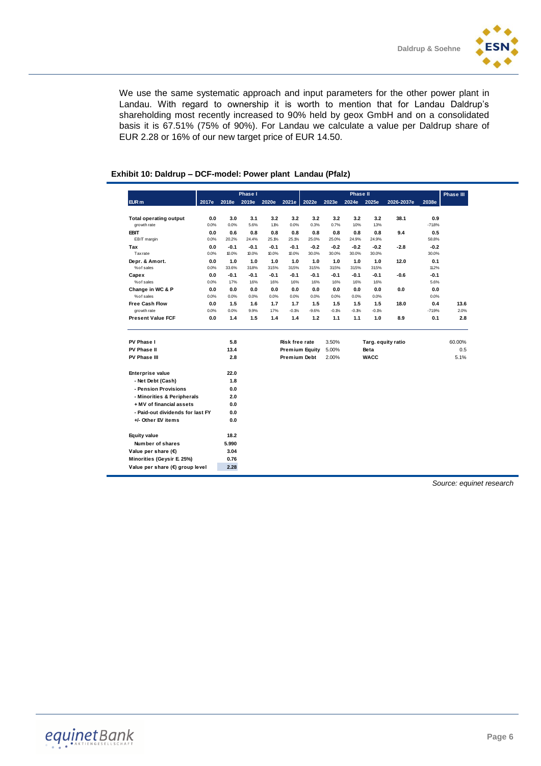We use the same systematic approach and input parameters for the other power plant in Landau. With regard to ownership it is worth to mention that for Landau Daldrup's shareholding most recently increased to 90% held by geox GmbH and on a consolidated basis it is 67.51% (75% of 90%). For Landau we calculate a value per Daldrup share of EUR 2.28 or 16% of our new target price of EUR 14.50.

**Exhibit 10: Daldrup – DCF-model: Power plant Landau (Pfalz)**

| | | Phase I | | | | | Phase II | | | | | | Phase III |
|---|---|---|---|---|---|---|---|---|---|---|---|---|---|
| EUR m | 2017e | 2018e | 2019e | 2020e | 2021e | 2022e | 2023e | 2024e | 2025e | 2026-2037e | 2038e | |
| **Total operating output** | 0.0 | 3.0 | 3.1 | 3.2 | 3.2 | 3.2 | 3.2 | 3.2 | 3.2 | 38.1 | 0.9 | |
| growth rate | 0.0% | 0.0% | 5.6% | 1.1% | 0.0% | 0.3% | 0.7% | 1.0% | 1.3% | | -71.8% | |
| **EBIT** | 0.0 | 0.6 | 0.8 | 0.8 | 0.8 | 0.8 | 0.8 | 0.8 | 0.8 | 9.4 | 0.5 | |
| EBIT margin | 0.0% | 20.2% | 24.4% | 25.1% | 25.1% | 25.0% | 25.0% | 24.9% | 24.9% | | 58.8% | |
| **Tax** | 0.0 | -0.1 | -0.1 | -0.1 | -0.1 | -0.2 | -0.2 | -0.2 | -0.2 | -2.8 | -0.2 | |
| Tax rate | 0.0% | 10.0% | 10.0% | 10.0% | 10.0% | 30.0% | 30.0% | 30.0% | 30.0% | | 30.0% | |
| **Depr. & Amort.** | 0.0 | 1.0 | 1.0 | 1.0 | 1.0 | 1.0 | 1.0 | 1.0 | 1.0 | 12.0 | 0.1 | |
| % of sales | 0.0% | 33.6% | 31.8% | 31.5% | 31.5% | 31.5% | 31.5% | 31.5% | 31.5% | | 11.2% | |
| **Capex** | 0.0 | -0.1 | -0.1 | -0.1 | -0.1 | -0.1 | -0.1 | -0.1 | -0.1 | -0.6 | -0.1 | |
| % of sales | 0.0% | 1.7% | 1.6% | 1.6% | 1.6% | 1.6% | 1.6% | 1.6% | 1.6% | | 5.6% | |
| **Change in WC & P** | 0.0 | 0.0 | 0.0 | 0.0 | 0.0 | 0.0 | 0.0 | 0.0 | 0.0 | 0.0 | 0.0 | |
| % of sales | 0.0% | 0.0% | 0.0% | 0.0% | 0.0% | 0.0% | 0.0% | 0.0% | 0.0% | | 0.0% | |
| **Free Cash Flow** | 0.0 | 1.5 | 1.6 | 1.7 | 1.7 | 1.5 | 1.5 | 1.5 | 1.5 | 18.0 | 0.4 | 13.6 |
| growth rate | 0.0% | 0.0% | 9.9% | 1.7% | -0.1% | -9.6% | -0.1% | -0.1% | -0.1% | | -71.9% | 2.0% |
| **Present Value FCF** | 0.0 | 1.4 | 1.5 | 1.4 | 1.4 | 1.2 | 1.1 | 1.1 | 1.0 | 8.9 | 0.1 | 2.8 |

| | | | | | |
|---|---|---|---|---|---|
| **PV Phase I** | 5.8 | **Risk free rate** | 3.50% | **Targ. equity ratio** | 60.00% |
| **PV Phase II** | 13.4 | **Premium Equity** | 5.00% | **Beta** | 0.5 |
| **PV Phase III** | 2.8 | **Premium Debt** | 2.00% | **WACC** | 5.1% |

| | |
|---|---|
| **Enterprise value** | 22.0 |
| - Net Debt (Cash) | 1.8 |
| - Pension Provisions | 0.0 |
| - Minorities & Peripherals | 2.0 |
| + MV of financial assets | 0.0 |
| - Paid-out dividends for last FY | 0.0 |
| +/- Other EV items | 0.0 |
| **Equity value** | 18.2 |
| Number of shares | 5.990 |
| Value per share (€) | 3.04 |
| Minorities (Geysir E. 25%) | 0.76 |
| Value per share (€) group level | 2.28 |

*Source: equinet research*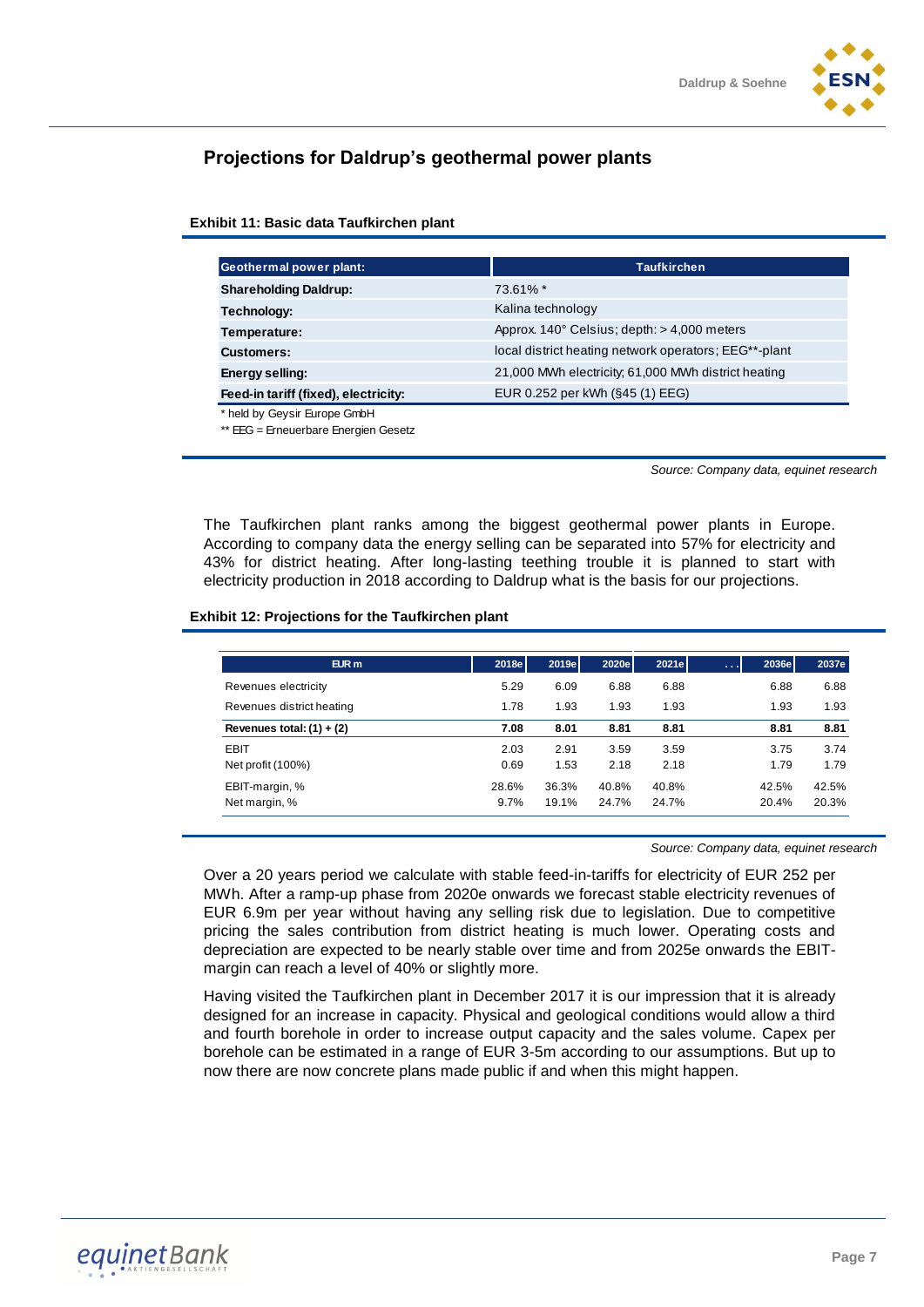## Projections for Daldrup's geothermal power plants

**Exhibit 11: Basic data Taufkirchen plant**

| Geothermal power plant: | Taufkirchen |
|---|---|
| **Shareholding Daldrup:** | 73.61% * |
| **Technology:** | Kalina technology |
| **Temperature:** | Approx. 140° Celsius; depth: > 4,000 meters |
| **Customers:** | local district heating network operators; EEG**-plant |
| **Energy selling:** | 21,000 MWh electricity; 61,000 MWh district heating |
| **Feed-in tariff (fixed), electricity:** | EUR 0.252 per kWh (§45 (1) EEG) |

* held by Geysir Europe GmbH

** EEG = Erneuerbare Energien Gesetz

*Source: Company data, equinet research*

The Taufkirchen plant ranks among the biggest geothermal power plants in Europe. According to company data the energy selling can be separated into 57% for electricity and 43% for district heating. After long-lasting teething trouble it is planned to start with electricity production in 2018 according to Daldrup what is the basis for our projections.

**Exhibit 12: Projections for the Taufkirchen plant**

| EUR m | 2018e | 2019e | 2020e | 2021e | ... | 2036e | 2037e |
|---|---|---|---|---|---|---|---|
| Revenues electricity | 5.29 | 6.09 | 6.88 | 6.88 | | 6.88 | 6.88 |
| Revenues district heating | 1.78 | 1.93 | 1.93 | 1.93 | | 1.93 | 1.93 |
| **Revenues total: (1) + (2)** | **7.08** | **8.01** | **8.81** | **8.81** | | **8.81** | **8.81** |
| EBIT | 2.03 | 2.91 | 3.59 | 3.59 | | 3.75 | 3.74 |
| Net profit (100%) | 0.69 | 1.53 | 2.18 | 2.18 | | 1.79 | 1.79 |
| EBIT-margin, % | 28.6% | 36.3% | 40.8% | 40.8% | | 42.5% | 42.5% |
| Net margin, % | 9.7% | 19.1% | 24.7% | 24.7% | | 20.4% | 20.3% |

*Source: Company data, equinet research*

Over a 20 years period we calculate with stable feed-in-tariffs for electricity of EUR 252 per MWh. After a ramp-up phase from 2020e onwards we forecast stable electricity revenues of EUR 6.9m per year without having any selling risk due to legislation. Due to competitive pricing the sales contribution from district heating is much lower. Operating costs and depreciation are expected to be nearly stable over time and from 2025e onwards the EBIT-margin can reach a level of 40% or slightly more.

Having visited the Taufkirchen plant in December 2017 it is our impression that it is already designed for an increase in capacity. Physical and geological conditions would allow a third and fourth borehole in order to increase output capacity and the sales volume. Capex per borehole can be estimated in a range of EUR 3-5m according to our assumptions. But up to now there are now concrete plans made public if and when this might happen.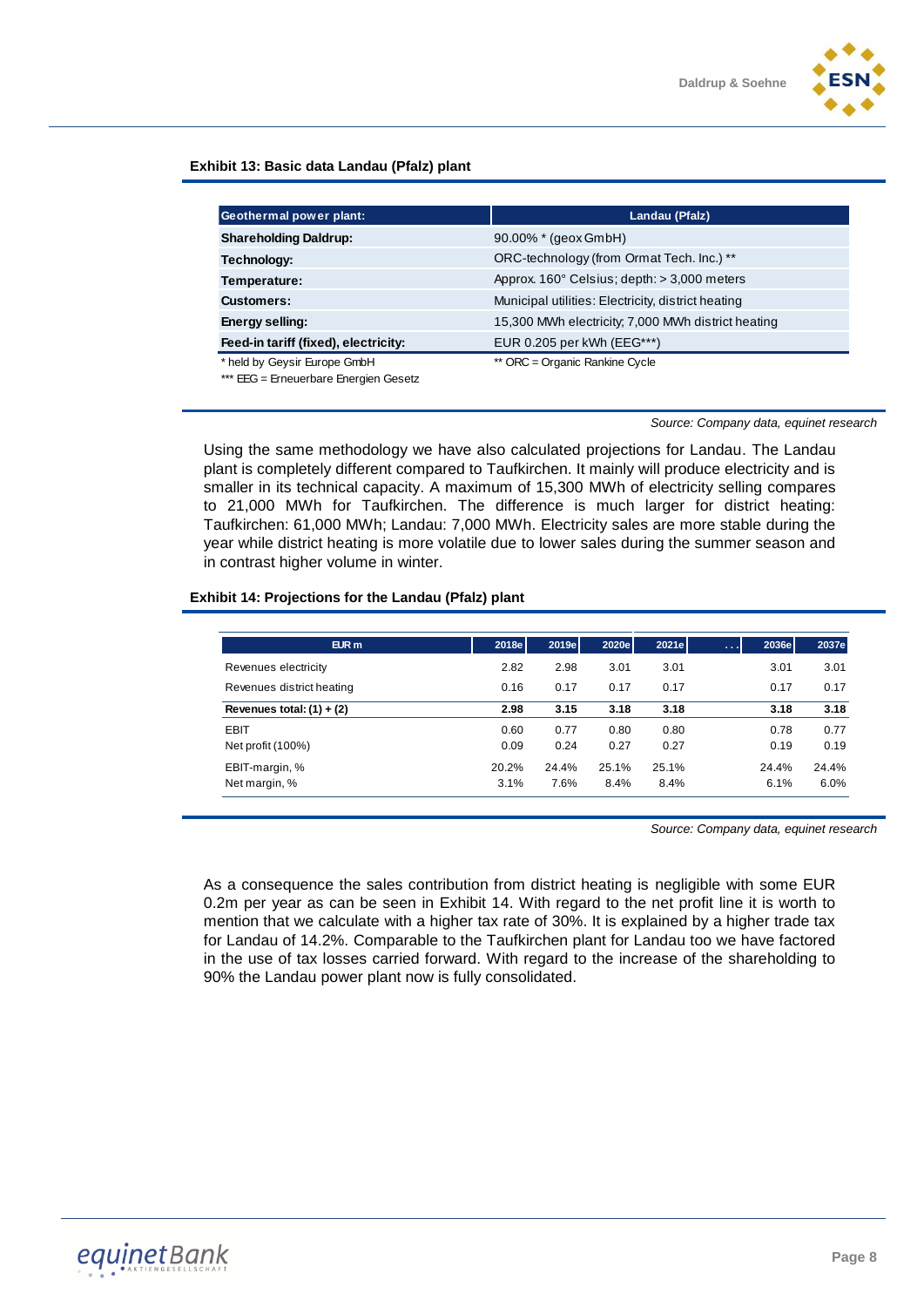**Exhibit 13: Basic data Landau (Pfalz) plant**

| Geothermal power plant: | Landau (Pfalz) |
|---|---|
| **Shareholding Daldrup:** | 90.00% * (geox GmbH) |
| **Technology:** | ORC-technology (from Ormat Tech. Inc.) ** |
| **Temperature:** | Approx. 160° Celsius; depth: > 3,000 meters |
| **Customers:** | Municipal utilities: Electricity, district heating |
| **Energy selling:** | 15,300 MWh electricity; 7,000 MWh district heating |
| **Feed-in tariff (fixed), electricity:** | EUR 0.205 per kWh (EEG***) |

\* held by Geysir Europe GmbH
\*\* ORC = Organic Rankine Cycle
\*\*\* EEG = Erneuerbare Energien Gesetz

*Source: Company data, equinet research*

Using the same methodology we have also calculated projections for Landau. The Landau plant is completely different compared to Taufkirchen. It mainly will produce electricity and is smaller in its technical capacity. A maximum of 15,300 MWh of electricity selling compares to 21,000 MWh for Taufkirchen. The difference is much larger for district heating: Taufkirchen: 61,000 MWh; Landau: 7,000 MWh. Electricity sales are more stable during the year while district heating is more volatile due to lower sales during the summer season and in contrast higher volume in winter.

**Exhibit 14: Projections for the Landau (Pfalz) plant**

| EUR m | 2018e | 2019e | 2020e | 2021e | ... | 2036e | 2037e |
|---|---|---|---|---|---|---|---|
| Revenues electricity | 2.82 | 2.98 | 3.01 | 3.01 | | 3.01 | 3.01 |
| Revenues district heating | 0.16 | 0.17 | 0.17 | 0.17 | | 0.17 | 0.17 |
| **Revenues total: (1) + (2)** | **2.98** | **3.15** | **3.18** | **3.18** | | **3.18** | **3.18** |
| EBIT | 0.60 | 0.77 | 0.80 | 0.80 | | 0.78 | 0.77 |
| Net profit (100%) | 0.09 | 0.24 | 0.27 | 0.27 | | 0.19 | 0.19 |
| EBIT-margin, % | 20.2% | 24.4% | 25.1% | 25.1% | | 24.4% | 24.4% |
| Net margin, % | 3.1% | 7.6% | 8.4% | 8.4% | | 6.1% | 6.0% |

*Source: Company data, equinet research*

As a consequence the sales contribution from district heating is negligible with some EUR 0.2m per year as can be seen in Exhibit 14. With regard to the net profit line it is worth to mention that we calculate with a higher tax rate of 30%. It is explained by a higher trade tax for Landau of 14.2%. Comparable to the Taufkirchen plant for Landau too we have factored in the use of tax losses carried forward. With regard to the increase of the shareholding to 90% the Landau power plant now is fully consolidated.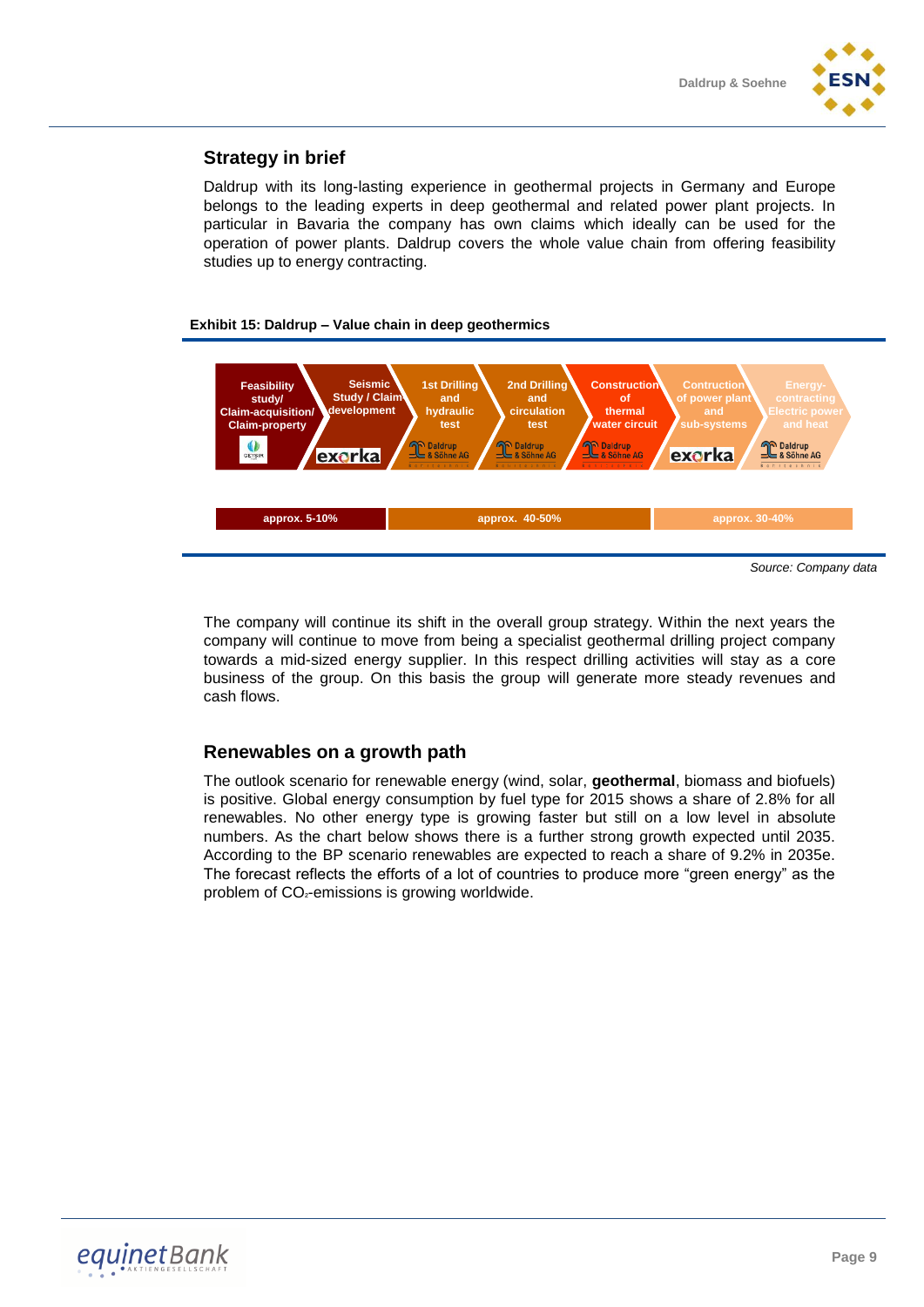## Strategy in brief

Daldrup with its long-lasting experience in geothermal projects in Germany and Europe belongs to the leading experts in deep geothermal and related power plant projects. In particular in Bavaria the company has own claims which ideally can be used for the operation of power plants. Daldrup covers the whole value chain from offering feasibility studies up to energy contracting.

**Exhibit 15: Daldrup – Value chain in deep geothermics**

| Feasibility study/ Claim-acquisition/ Claim-property | Seismic Study / Claim development | 1st Drilling and hydraulic test | 2nd Drilling and circulation test | Construction of thermal water circuit | Contruction of power plant and sub-systems | Energy-contracting Electric power and heat |
|---|---|---|---|---|---|---|
| GEYSIR | exorka | Daldrup & Söhne AG | Daldrup & Söhne AG | Daldrup & Söhne AG | exorka | Daldrup & Söhne AG |
| approx. 5-10% | | approx. 40-50% | | | approx. 30-40% | |

*Source: Company data*

The company will continue its shift in the overall group strategy. Within the next years the company will continue to move from being a specialist geothermal drilling project company towards a mid-sized energy supplier. In this respect drilling activities will stay as a core business of the group. On this basis the group will generate more steady revenues and cash flows.

## Renewables on a growth path

The outlook scenario for renewable energy (wind, solar, **geothermal**, biomass and biofuels) is positive. Global energy consumption by fuel type for 2015 shows a share of 2.8% for all renewables. No other energy type is growing faster but still on a low level in absolute numbers. As the chart below shows there is a further strong growth expected until 2035. According to the BP scenario renewables are expected to reach a share of 9.2% in 2035e. The forecast reflects the efforts of a lot of countries to produce more "green energy" as the problem of $CO_2$-emissions is growing worldwide.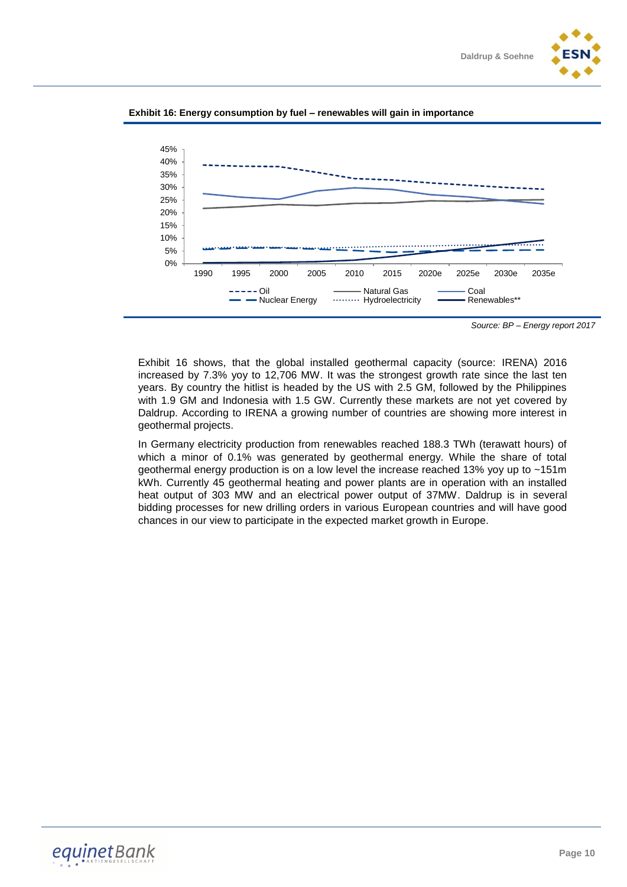**Exhibit 16: Energy consumption by fuel – renewables will gain in importance**

*Source: BP – Energy report 2017*

Exhibit 16 shows, that the global installed geothermal capacity (source: IRENA) 2016 increased by 7.3% yoy to 12,706 MW. It was the strongest growth rate since the last ten years. By country the hitlist is headed by the US with 2.5 GM, followed by the Philippines with 1.9 GM and Indonesia with 1.5 GW. Currently these markets are not yet covered by Daldrup. According to IRENA a growing number of countries are showing more interest in geothermal projects.

In Germany electricity production from renewables reached 188.3 TWh (terawatt hours) of which a minor of 0.1% was generated by geothermal energy. While the share of total geothermal energy production is on a low level the increase reached 13% yoy up to ~151m kWh. Currently 45 geothermal heating and power plants are in operation with an installed heat output of 303 MW and an electrical power output of 37MW. Daldrup is in several bidding processes for new drilling orders in various European countries and will have good chances in our view to participate in the expected market growth in Europe.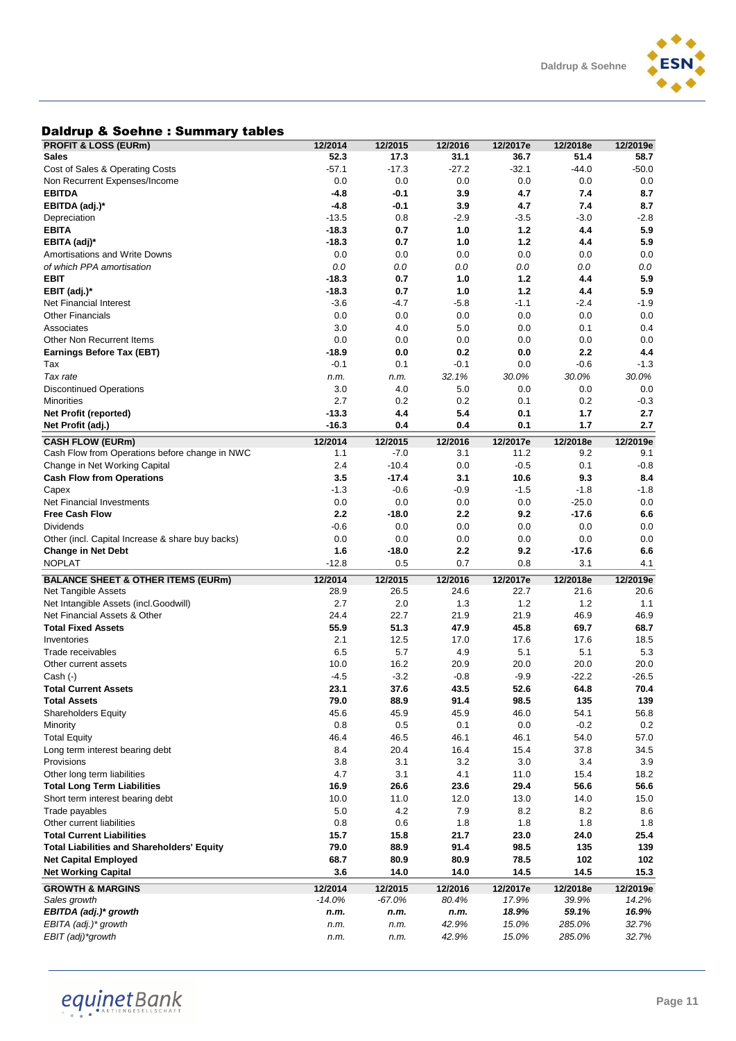## Daldrup & Soehne : Summary tables

| PROFIT & LOSS (EURm) | 12/2014 | 12/2015 | 12/2016 | 12/2017e | 12/2018e | 12/2019e |
|---|---|---|---|---|---|---|
| **Sales** | **52.3** | **17.3** | **31.1** | **36.7** | **51.4** | **58.7** |
| Cost of Sales & Operating Costs | -57.1 | -17.3 | -27.2 | -32.1 | -44.0 | -50.0 |
| Non Recurrent Expenses/Income | 0.0 | 0.0 | 0.0 | 0.0 | 0.0 | 0.0 |
| **EBITDA** | **-4.8** | **-0.1** | **3.9** | **4.7** | **7.4** | **8.7** |
| **EBITDA (adj.)*** | **-4.8** | **-0.1** | **3.9** | **4.7** | **7.4** | **8.7** |
| Depreciation | -13.5 | 0.8 | -2.9 | -3.5 | -3.0 | -2.8 |
| **EBITA** | **-18.3** | **0.7** | **1.0** | **1.2** | **4.4** | **5.9** |
| **EBITA (adj)*** | **-18.3** | **0.7** | **1.0** | **1.2** | **4.4** | **5.9** |
| Amortisations and Write Downs | 0.0 | 0.0 | 0.0 | 0.0 | 0.0 | 0.0 |
| *of which PPA amortisation* | *0.0* | *0.0* | *0.0* | *0.0* | *0.0* | *0.0* |
| **EBIT** | **-18.3** | **0.7** | **1.0** | **1.2** | **4.4** | **5.9** |
| **EBIT (adj.)*** | **-18.3** | **0.7** | **1.0** | **1.2** | **4.4** | **5.9** |
| Net Financial Interest | -3.6 | -4.7 | -5.8 | -1.1 | -2.4 | -1.9 |
| Other Financials | 0.0 | 0.0 | 0.0 | 0.0 | 0.0 | 0.0 |
| Associates | 3.0 | 4.0 | 5.0 | 0.0 | 0.1 | 0.4 |
| Other Non Recurrent Items | 0.0 | 0.0 | 0.0 | 0.0 | 0.0 | 0.0 |
| **Earnings Before Tax (EBT)** | **-18.9** | **0.0** | **0.2** | **0.0** | **2.2** | **4.4** |
| Tax | -0.1 | 0.1 | -0.1 | 0.0 | -0.6 | -1.3 |
| *Tax rate* | *n.m.* | *n.m.* | *32.1%* | *30.0%* | *30.0%* | *30.0%* |
| Discontinued Operations | 3.0 | 4.0 | 5.0 | 0.0 | 0.0 | 0.0 |
| Minorities | 2.7 | 0.2 | 0.2 | 0.1 | 0.2 | -0.3 |
| **Net Profit (reported)** | **-13.3** | **4.4** | **5.4** | **0.1** | **1.7** | **2.7** |
| **Net Profit (adj.)** | **-16.3** | **0.4** | **0.4** | **0.1** | **1.7** | **2.7** |

| CASH FLOW (EURm) | 12/2014 | 12/2015 | 12/2016 | 12/2017e | 12/2018e | 12/2019e |
|---|---|---|---|---|---|---|
| Cash Flow from Operations before change in NWC | 1.1 | -7.0 | 3.1 | 11.2 | 9.2 | 9.1 |
| Change in Net Working Capital | 2.4 | -10.4 | 0.0 | -0.5 | 0.1 | -0.8 |
| **Cash Flow from Operations** | **3.5** | **-17.4** | **3.1** | **10.6** | **9.3** | **8.4** |
| Capex | -1.3 | -0.6 | -0.9 | -1.5 | -1.8 | -1.8 |
| Net Financial Investments | 0.0 | 0.0 | 0.0 | 0.0 | -25.0 | 0.0 |
| **Free Cash Flow** | **2.2** | **-18.0** | **2.2** | **9.2** | **-17.6** | **6.6** |
| Dividends | -0.6 | 0.0 | 0.0 | 0.0 | 0.0 | 0.0 |
| Other (incl. Capital Increase & share buy backs) | 0.0 | 0.0 | 0.0 | 0.0 | 0.0 | 0.0 |
| **Change in Net Debt** | **1.6** | **-18.0** | **2.2** | **9.2** | **-17.6** | **6.6** |
| NOPLAT | -12.8 | 0.5 | 0.7 | 0.8 | 3.1 | 4.1 |

| BALANCE SHEET & OTHER ITEMS (EURm) | 12/2014 | 12/2015 | 12/2016 | 12/2017e | 12/2018e | 12/2019e |
|---|---|---|---|---|---|---|
| Net Tangible Assets | 28.9 | 26.5 | 24.6 | 22.7 | 21.6 | 20.6 |
| Net Intangible Assets (incl.Goodwill) | 2.7 | 2.0 | 1.3 | 1.2 | 1.2 | 1.1 |
| Net Financial Assets & Other | 24.4 | 22.7 | 21.9 | 21.9 | 46.9 | 46.9 |
| **Total Fixed Assets** | **55.9** | **51.3** | **47.9** | **45.8** | **69.7** | **68.7** |
| Inventories | 2.1 | 12.5 | 17.0 | 17.6 | 17.6 | 18.5 |
| Trade receivables | 6.5 | 5.7 | 4.9 | 5.1 | 5.1 | 5.3 |
| Other current assets | 10.0 | 16.2 | 20.9 | 20.0 | 20.0 | 20.0 |
| Cash (-) | -4.5 | -3.2 | -0.8 | -9.9 | -22.2 | -26.5 |
| **Total Current Assets** | **23.1** | **37.6** | **43.5** | **52.6** | **64.8** | **70.4** |
| **Total Assets** | **79.0** | **88.9** | **91.4** | **98.5** | **135** | **139** |
| Shareholders Equity | 45.6 | 45.9 | 45.9 | 46.0 | 54.1 | 56.8 |
| Minority | 0.8 | 0.5 | 0.1 | 0.0 | -0.2 | 0.2 |
| Total Equity | 46.4 | 46.5 | 46.1 | 46.1 | 54.0 | 57.0 |
| Long term interest bearing debt | 8.4 | 20.4 | 16.4 | 15.4 | 37.8 | 34.5 |
| Provisions | 3.8 | 3.1 | 3.2 | 3.0 | 3.4 | 3.9 |
| Other long term liabilities | 4.7 | 3.1 | 4.1 | 11.0 | 15.4 | 18.2 |
| **Total Long Term Liabilities** | **16.9** | **26.6** | **23.6** | **29.4** | **56.6** | **56.6** |
| Short term interest bearing debt | 10.0 | 11.0 | 12.0 | 13.0 | 14.0 | 15.0 |
| Trade payables | 5.0 | 4.2 | 7.9 | 8.2 | 8.2 | 8.6 |
| Other current liabilities | 0.8 | 0.6 | 1.8 | 1.8 | 1.8 | 1.8 |
| **Total Current Liabilities** | **15.7** | **15.8** | **21.7** | **23.0** | **24.0** | **25.4** |
| **Total Liabilities and Shareholders' Equity** | **79.0** | **88.9** | **91.4** | **98.5** | **135** | **139** |
| **Net Capital Employed** | **68.7** | **80.9** | **80.9** | **78.5** | **102** | **102** |
| **Net Working Capital** | **3.6** | **14.0** | **14.0** | **14.5** | **14.5** | **15.3** |

| GROWTH & MARGINS | 12/2014 | 12/2015 | 12/2016 | 12/2017e | 12/2018e | 12/2019e |
|---|---|---|---|---|---|---|
| *Sales growth* | *-14.0%* | *-67.0%* | *80.4%* | *17.9%* | *39.9%* | *14.2%* |
| ***EBITDA (adj.)* growth*** | ***n.m.*** | ***n.m.*** | ***n.m.*** | ***18.9%*** | ***59.1%*** | ***16.9%*** |
| *EBITA (adj.)* growth* | *n.m.* | *n.m.* | *42.9%* | *15.0%* | *285.0%* | *32.7%* |
| *EBIT (adj)*growth* | *n.m.* | *n.m.* | *42.9%* | *15.0%* | *285.0%* | *32.7%* |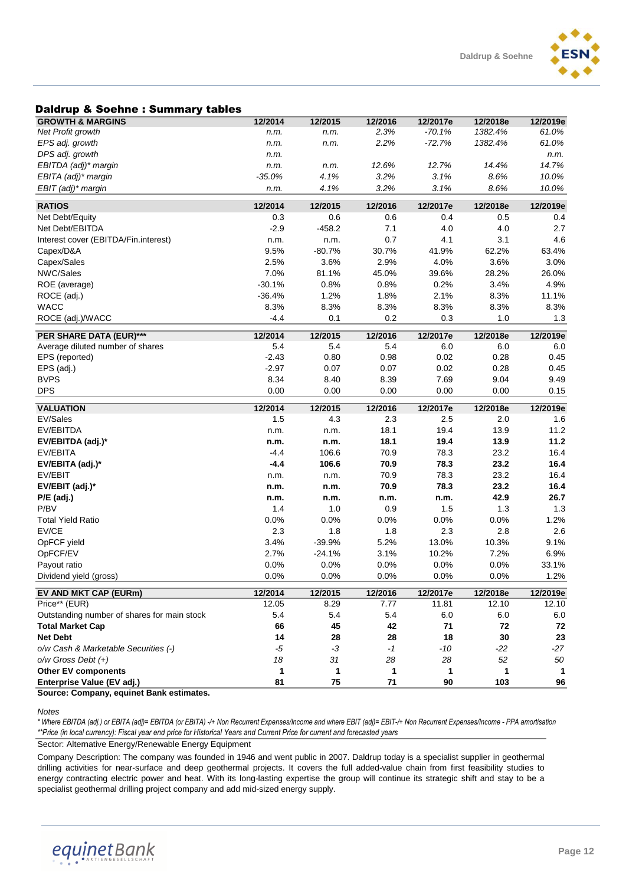## Daldrup & Soehne : Summary tables

| GROWTH & MARGINS | 12/2014 | 12/2015 | 12/2016 | 12/2017e | 12/2018e | 12/2019e |
|---|---|---|---|---|---|---|
| *Net Profit growth* | *n.m.* | *n.m.* | *2.3%* | *-70.1%* | *1382.4%* | *61.0%* |
| *EPS adj. growth* | *n.m.* | *n.m.* | *2.2%* | *-72.7%* | *1382.4%* | *61.0%* |
| *DPS adj. growth* | *n.m.* | | | | | *n.m.* |
| *EBITDA (adj)* margin* | *n.m.* | *n.m.* | *12.6%* | *12.7%* | *14.4%* | *14.7%* |
| *EBITA (adj)* margin* | *-35.0%* | *4.1%* | *3.2%* | *3.1%* | *8.6%* | *10.0%* |
| *EBIT (adj)* margin* | *n.m.* | *4.1%* | *3.2%* | *3.1%* | *8.6%* | *10.0%* |
| **RATIOS** | **12/2014** | **12/2015** | **12/2016** | **12/2017e** | **12/2018e** | **12/2019e** |
| Net Debt/Equity | 0.3 | 0.6 | 0.6 | 0.4 | 0.5 | 0.4 |
| Net Debt/EBITDA | -2.9 | -458.2 | 7.1 | 4.0 | 4.0 | 2.7 |
| Interest cover (EBITDA/Fin.interest) | n.m. | n.m. | 0.7 | 4.1 | 3.1 | 4.6 |
| Capex/D&A | 9.5% | -80.7% | 30.7% | 41.9% | 62.2% | 63.4% |
| Capex/Sales | 2.5% | 3.6% | 2.9% | 4.0% | 3.6% | 3.0% |
| NWC/Sales | 7.0% | 81.1% | 45.0% | 39.6% | 28.2% | 26.0% |
| ROE (average) | -30.1% | 0.8% | 0.8% | 0.2% | 3.4% | 4.9% |
| ROCE (adj.) | -36.4% | 1.2% | 1.8% | 2.1% | 8.3% | 11.1% |
| WACC | 8.3% | 8.3% | 8.3% | 8.3% | 8.3% | 8.3% |
| ROCE (adj.)/WACC | -4.4 | 0.1 | 0.2 | 0.3 | 1.0 | 1.3 |
| **PER SHARE DATA (EUR)*** ** | **12/2014** | **12/2015** | **12/2016** | **12/2017e** | **12/2018e** | **12/2019e** |
| Average diluted number of shares | 5.4 | 5.4 | 5.4 | 6.0 | 6.0 | 6.0 |
| EPS (reported) | -2.43 | 0.80 | 0.98 | 0.02 | 0.28 | 0.45 |
| EPS (adj.) | -2.97 | 0.07 | 0.07 | 0.02 | 0.28 | 0.45 |
| BVPS | 8.34 | 8.40 | 8.39 | 7.69 | 9.04 | 9.49 |
| DPS | 0.00 | 0.00 | 0.00 | 0.00 | 0.00 | 0.15 |
| **VALUATION** | **12/2014** | **12/2015** | **12/2016** | **12/2017e** | **12/2018e** | **12/2019e** |
| EV/Sales | 1.5 | 4.3 | 2.3 | 2.5 | 2.0 | 1.6 |
| EV/EBITDA | n.m. | n.m. | 18.1 | 19.4 | 13.9 | 11.2 |
| **EV/EBITDA (adj.)*** | **n.m.** | **n.m.** | **18.1** | **19.4** | **13.9** | **11.2** |
| EV/EBITA | -4.4 | 106.6 | 70.9 | 78.3 | 23.2 | 16.4 |
| **EV/EBITA (adj.)*** | **-4.4** | **106.6** | **70.9** | **78.3** | **23.2** | **16.4** |
| EV/EBIT | n.m. | n.m. | 70.9 | 78.3 | 23.2 | 16.4 |
| **EV/EBIT (adj.)*** | **n.m.** | **n.m.** | **70.9** | **78.3** | **23.2** | **16.4** |
| **P/E (adj.)** | **n.m.** | **n.m.** | **n.m.** | **n.m.** | **42.9** | **26.7** |
| P/BV | 1.4 | 1.0 | 0.9 | 1.5 | 1.3 | 1.3 |
| Total Yield Ratio | 0.0% | 0.0% | 0.0% | 0.0% | 0.0% | 1.2% |
| EV/CE | 2.3 | 1.8 | 1.8 | 2.3 | 2.8 | 2.6 |
| OpFCF yield | 3.4% | -39.9% | 5.2% | 13.0% | 10.3% | 9.1% |
| OpFCF/EV | 2.7% | -24.1% | 3.1% | 10.2% | 7.2% | 6.9% |
| Payout ratio | 0.0% | 0.0% | 0.0% | 0.0% | 0.0% | 33.1% |
| Dividend yield (gross) | 0.0% | 0.0% | 0.0% | 0.0% | 0.0% | 1.2% |
| **EV AND MKT CAP (EURm)** | **12/2014** | **12/2015** | **12/2016** | **12/2017e** | **12/2018e** | **12/2019e** |
| Price** (EUR) | 12.05 | 8.29 | 7.77 | 11.81 | 12.10 | 12.10 |
| Outstanding number of shares for main stock | 5.4 | 5.4 | 5.4 | 6.0 | 6.0 | 6.0 |
| **Total Market Cap** | **66** | **45** | **42** | **71** | **72** | **72** |
| **Net Debt** | **14** | **28** | **28** | **18** | **30** | **23** |
| *o/w Cash & Marketable Securities (-)* | *-5* | *-3* | *-1* | *-10* | *-22* | *-27* |
| *o/w Gross Debt (+)* | *18* | *31* | *28* | *28* | *52* | *50* |
| **Other EV components** | **1** | **1** | **1** | **1** | **1** | **1** |
| **Enterprise Value (EV adj.)** | **81** | **75** | **71** | **90** | **103** | **96** |

**Source: Company, equinet Bank estimates.**

*Notes*

*\* Where EBITDA (adj.) or EBITA (adj)= EBITDA (or EBITA) -/+ Non Recurrent Expenses/Income and where EBIT (adj)= EBIT-/+ Non Recurrent Expenses/Income - PPA amortisation*
*\*\*Price (in local currency): Fiscal year end price for Historical Years and Current Price for current and forecasted years*

Sector: Alternative Energy/Renewable Energy Equipment

Company Description: The company was founded in 1946 and went public in 2007. Daldrup today is a specialist supplier in geothermal drilling activities for near-surface and deep geothermal projects. It covers the full added-value chain from first feasibility studies to energy contracting electric power and heat. With its long-lasting expertise the group will continue its strategic shift and stay to be a specialist geothermal drilling project company and add mid-sized energy supply.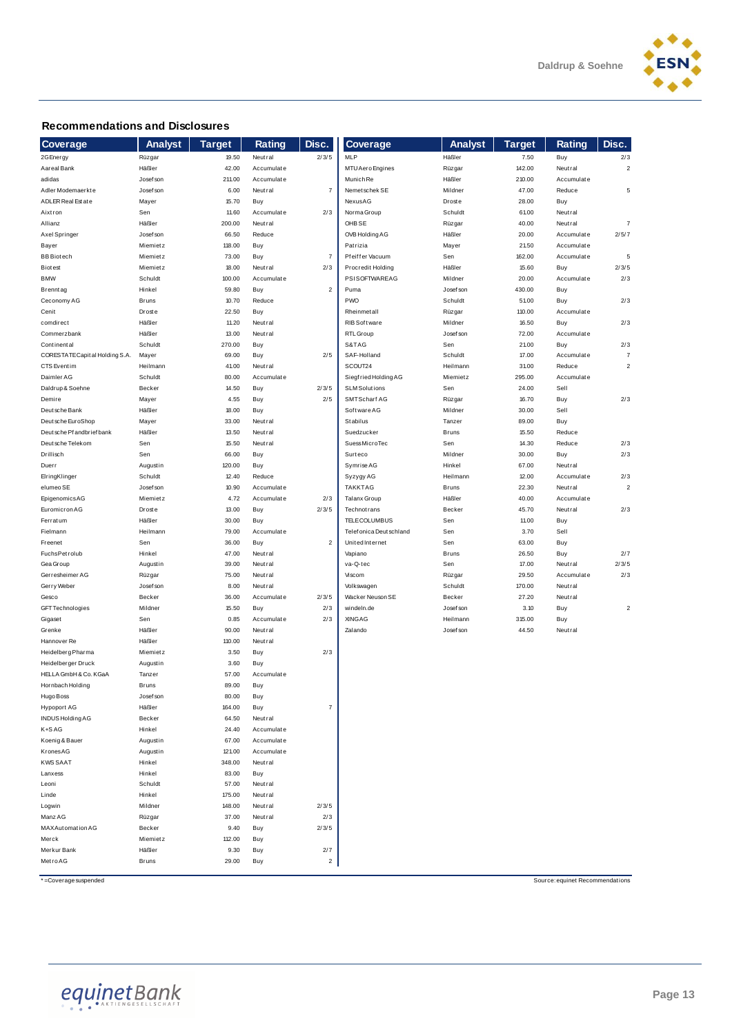## Recommendations and Disclosures

| Coverage | Analyst | Target | Rating | Disc. |
|---|---|---|---|---|
| 2G Energy | Rüzgar | 19.50 | Neutral | 2/3/5 |
| Aareal Bank | Häßler | 42.00 | Accumulate | |
| adidas | Josefson | 211.00 | Accumulate | |
| Adler Modemaerkte | Josefson | 6.00 | Neutral | 7 |
| ADLER Real Estate | Mayer | 15.70 | Buy | |
| Aixtron | Sen | 11.60 | Accumulate | 2/3 |
| Allianz | Häßler | 200.00 | Neutral | |
| Axel Springer | Josefson | 66.50 | Reduce | |
| Bayer | Miemietz | 118.00 | Buy | |
| BB Biotech | Miemietz | 73.00 | Buy | 7 |
| Biotest | Miemietz | 18.00 | Neutral | 2/3 |
| BMW | Schuldt | 100.00 | Accumulate | |
| Brenntag | Hinkel | 59.80 | Buy | 2 |
| Ceconomy AG | Bruns | 10.70 | Reduce | |
| Cenit | Droste | 22.50 | Buy | |
| comdirect | Häßler | 11.20 | Neutral | |
| Commerzbank | Häßler | 13.00 | Neutral | |
| Continental | Schuldt | 270.00 | Buy | |
| CORESTATE Capital Holding S.A. | Mayer | 69.00 | Buy | 2/5 |
| CTS Eventim | Heilmann | 41.00 | Neutral | |
| Daimler AG | Schuldt | 80.00 | Accumulate | |
| Daldrup & Soehne | Becker | 14.50 | Buy | 2/3/5 |
| Demire | Mayer | 4.55 | Buy | 2/5 |
| Deutsche Bank | Häßler | 18.00 | Buy | |
| Deutsche EuroShop | Mayer | 33.00 | Neutral | |
| Deutsche Pfandbriefbank | Häßler | 13.50 | Neutral | |
| Deutsche Telekom | Sen | 15.50 | Neutral | |
| Drillisch | Sen | 66.00 | Buy | |
| Duerr | Augustin | 120.00 | Buy | |
| ElringKlinger | Schuldt | 12.40 | Reduce | |
| elumeo SE | Josefson | 10.90 | Accumulate | |
| Epigenomics AG | Miemietz | 4.72 | Accumulate | 2/3 |
| Euromicron AG | Droste | 13.00 | Buy | 2/3/5 |
| Ferratum | Häßler | 30.00 | Buy | |
| Fielmann | Heilmann | 79.00 | Accumulate | |
| Freenet | Sen | 36.00 | Buy | 2 |
| Fuchs Petrolub | Hinkel | 47.00 | Neutral | |
| Gea Group | Augustin | 39.00 | Neutral | |
| Gerresheimer AG | Rüzgar | 75.00 | Neutral | |
| Gerry Weber | Josefson | 8.00 | Neutral | |
| Gesco | Becker | 36.00 | Accumulate | 2/3/5 |
| GFT Technologies | Mildner | 15.50 | Buy | 2/3 |
| Gigaset | Sen | 0.85 | Accumulate | 2/3 |
| Grenke | Häßler | 90.00 | Neutral | |
| Hannover Re | Häßler | 110.00 | Neutral | |
| Heidelberg Pharma | Miemietz | 3.50 | Buy | 2/3 |
| Heidelberger Druck | Augustin | 3.60 | Buy | |
| HELLA GmbH & Co. KGaA | Tanzer | 57.00 | Accumulate | |
| Hornbach Holding | Bruns | 89.00 | Buy | |
| Hugo Boss | Josefson | 80.00 | Buy | |
| Hypoport AG | Häßler | 164.00 | Buy | 7 |
| INDUS Holding AG | Becker | 64.50 | Neutral | |
| K+S AG | Hinkel | 24.40 | Accumulate | |
| Koenig & Bauer | Augustin | 67.00 | Accumulate | |
| Krones AG | Augustin | 121.00 | Accumulate | |
| KWS SAAT | Hinkel | 348.00 | Neutral | |
| Lanxess | Hinkel | 83.00 | Buy | |
| Leoni | Schuldt | 57.00 | Neutral | |
| Linde | Hinkel | 175.00 | Neutral | |
| Logwin | Mildner | 148.00 | Neutral | 2/3/5 |
| Manz AG | Rüzgar | 37.00 | Neutral | 2/3 |
| MAX Automation AG | Becker | 9.40 | Buy | 2/3/5 |
| Merck | Miemietz | 112.00 | Buy | |
| Merkur Bank | Häßler | 9.30 | Buy | 2/7 |
| Metro AG | Bruns | 29.00 | Buy | 2 |
| MLP | Häßler | 7.50 | Buy | 2/3 |
| MTU Aero Engines | Rüzgar | 142.00 | Neutral | 2 |
| Munich Re | Häßler | 210.00 | Accumulate | |
| Nemetschek SE | Mildner | 47.00 | Reduce | 5 |
| Nexus AG | Droste | 28.00 | Buy | |
| Norma Group | Schuldt | 61.00 | Neutral | |
| OHB SE | Rüzgar | 40.00 | Neutral | 7 |
| OVB Holding AG | Häßler | 20.00 | Accumulate | 2/5/7 |
| Patrizia | Mayer | 21.50 | Accumulate | |
| Pfeiffer Vacuum | Sen | 162.00 | Accumulate | 5 |
| Procredit Holding | Häßler | 15.60 | Buy | 2/3/5 |
| PSI SOFTWARE AG | Mildner | 20.00 | Accumulate | 2/3 |
| Puma | Josefson | 430.00 | Buy | |
| PWO | Schuldt | 51.00 | Buy | 2/3 |
| Rheinmetall | Rüzgar | 110.00 | Accumulate | |
| RIB Software | Mildner | 16.50 | Buy | 2/3 |
| RTL Group | Josefson | 72.00 | Accumulate | |
| S&T AG | Sen | 21.00 | Buy | 2/3 |
| SAF-Holland | Schuldt | 17.00 | Accumulate | 7 |
| SCOUT24 | Heilmann | 31.00 | Reduce | 2 |
| Siegfried Holding AG | Miemietz | 295.00 | Accumulate | |
| SLM Solutions | Sen | 24.00 | Sell | |
| SMT Scharf AG | Rüzgar | 16.70 | Buy | 2/3 |
| Software AG | Mildner | 30.00 | Sell | |
| Stabilus | Tanzer | 89.00 | Buy | |
| Suedzucker | Bruns | 15.50 | Reduce | |
| Suess MicroTec | Sen | 14.30 | Reduce | 2/3 |
| Surteco | Mildner | 30.00 | Buy | 2/3 |
| Symrise AG | Hinkel | 67.00 | Neutral | |
| Syzygy AG | Heilmann | 12.00 | Accumulate | 2/3 |
| TAKKT AG | Bruns | 22.30 | Neutral | 2 |
| Talanx Group | Häßler | 40.00 | Accumulate | |
| Technotrans | Becker | 45.70 | Neutral | 2/3 |
| TELE COLUMBUS | Sen | 11.00 | Buy | |
| Telefonica Deutschland | Sen | 3.70 | Sell | |
| United Internet | Sen | 63.00 | Buy | |
| Vapiano | Bruns | 26.50 | Buy | 2/7 |
| va-Q-tec | Sen | 17.00 | Neutral | 2/3/5 |
| Viscom | Rüzgar | 29.50 | Accumulate | 2/3 |
| Volkswagen | Schuldt | 170.00 | Neutral | |
| Wacker Neuson SE | Becker | 27.20 | Neutral | |
| windeln.de | Josefson | 3.10 | Buy | 2 |
| XING AG | Heilmann | 315.00 | Buy | |
| Zalando | Josefson | 44.50 | Neutral | |

* = Coverage suspended

Source: equinet Recommendations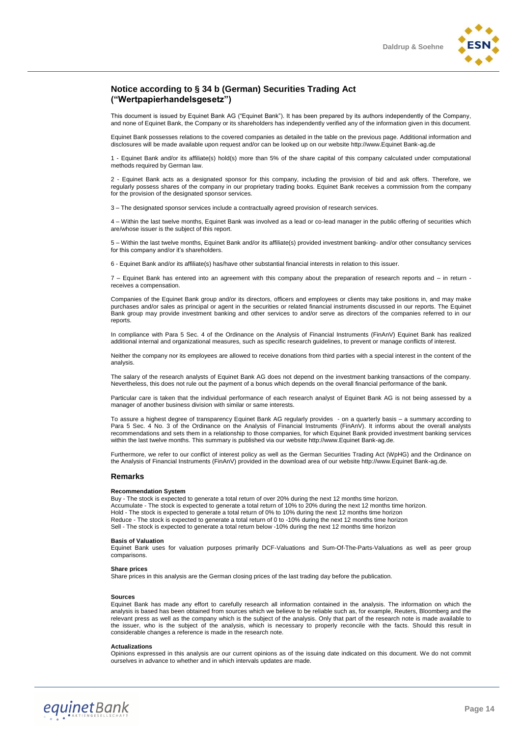## Notice according to § 34 b (German) Securities Trading Act ("Wertpapierhandelsgesetz")

This document is issued by Equinet Bank AG ("Equinet Bank"). It has been prepared by its authors independently of the Company, and none of Equinet Bank, the Company or its shareholders has independently verified any of the information given in this document.

Equinet Bank possesses relations to the covered companies as detailed in the table on the previous page. Additional information and disclosures will be made available upon request and/or can be looked up on our website http://www.Equinet Bank-ag.de

1 - Equinet Bank and/or its affiliate(s) hold(s) more than 5% of the share capital of this company calculated under computational methods required by German law.

2 - Equinet Bank acts as a designated sponsor for this company, including the provision of bid and ask offers. Therefore, we regularly possess shares of the company in our proprietary trading books. Equinet Bank receives a commission from the company for the provision of the designated sponsor services.

3 – The designated sponsor services include a contractually agreed provision of research services.

4 – Within the last twelve months, Equinet Bank was involved as a lead or co-lead manager in the public offering of securities which are/whose issuer is the subject of this report.

5 – Within the last twelve months, Equinet Bank and/or its affiliate(s) provided investment banking- and/or other consultancy services for this company and/or it's shareholders.

6 - Equinet Bank and/or its affiliate(s) has/have other substantial financial interests in relation to this issuer.

7 – Equinet Bank has entered into an agreement with this company about the preparation of research reports and – in return - receives a compensation.

Companies of the Equinet Bank group and/or its directors, officers and employees or clients may take positions in, and may make purchases and/or sales as principal or agent in the securities or related financial instruments discussed in our reports. The Equinet Bank group may provide investment banking and other services to and/or serve as directors of the companies referred to in our reports.

In compliance with Para 5 Sec. 4 of the Ordinance on the Analysis of Financial Instruments (FinAnV) Equinet Bank has realized additional internal and organizational measures, such as specific research guidelines, to prevent or manage conflicts of interest.

Neither the company nor its employees are allowed to receive donations from third parties with a special interest in the content of the analysis.

The salary of the research analysts of Equinet Bank AG does not depend on the investment banking transactions of the company. Nevertheless, this does not rule out the payment of a bonus which depends on the overall financial performance of the bank.

Particular care is taken that the individual performance of each research analyst of Equinet Bank AG is not being assessed by a manager of another business division with similar or same interests.

To assure a highest degree of transparency Equinet Bank AG regularly provides - on a quarterly basis – a summary according to Para 5 Sec. 4 No. 3 of the Ordinance on the Analysis of Financial Instruments (FinAnV). It informs about the overall analysts recommendations and sets them in a relationship to those companies, for which Equinet Bank provided investment banking services within the last twelve months. This summary is published via our website http://www.Equinet Bank-ag.de.

Furthermore, we refer to our conflict of interest policy as well as the German Securities Trading Act (WpHG) and the Ordinance on the Analysis of Financial Instruments (FinAnV) provided in the download area of our website http://www.Equinet Bank-ag.de.

## Remarks

**Recommendation System**

Buy - The stock is expected to generate a total return of over 20% during the next 12 months time horizon.
Accumulate - The stock is expected to generate a total return of 10% to 20% during the next 12 months time horizon.
Hold - The stock is expected to generate a total return of 0% to 10% during the next 12 months time horizon
Reduce - The stock is expected to generate a total return of 0 to -10% during the next 12 months time horizon
Sell - The stock is expected to generate a total return below -10% during the next 12 months time horizon

**Basis of Valuation**

Equinet Bank uses for valuation purposes primarily DCF-Valuations and Sum-Of-The-Parts-Valuations as well as peer group comparisons.

**Share prices**

Share prices in this analysis are the German closing prices of the last trading day before the publication.

**Sources**

Equinet Bank has made any effort to carefully research all information contained in the analysis. The information on which the analysis is based has been obtained from sources which we believe to be reliable such as, for example, Reuters, Bloomberg and the relevant press as well as the company which is the subject of the analysis. Only that part of the research note is made available to the issuer, who is the subject of the analysis, which is necessary to properly reconcile with the facts. Should this result in considerable changes a reference is made in the research note.

**Actualizations**

Opinions expressed in this analysis are our current opinions as of the issuing date indicated on this document. We do not commit ourselves in advance to whether and in which intervals updates are made.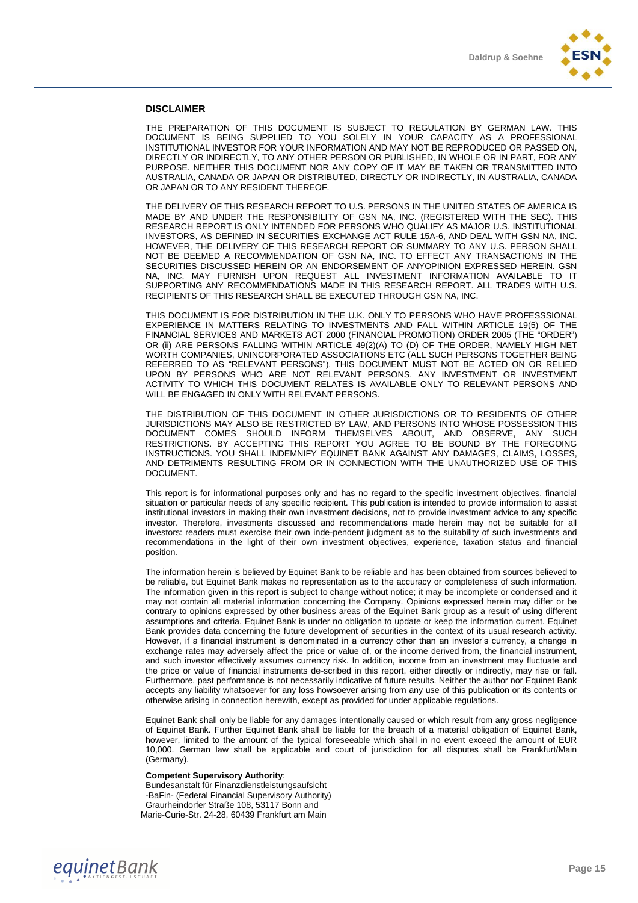## DISCLAIMER

THE PREPARATION OF THIS DOCUMENT IS SUBJECT TO REGULATION BY GERMAN LAW. THIS DOCUMENT IS BEING SUPPLIED TO YOU SOLELY IN YOUR CAPACITY AS A PROFESSIONAL INSTITUTIONAL INVESTOR FOR YOUR INFORMATION AND MAY NOT BE REPRODUCED OR PASSED ON, DIRECTLY OR INDIRECTLY, TO ANY OTHER PERSON OR PUBLISHED, IN WHOLE OR IN PART, FOR ANY PURPOSE. NEITHER THIS DOCUMENT NOR ANY COPY OF IT MAY BE TAKEN OR TRANSMITTED INTO AUSTRALIA, CANADA OR JAPAN OR DISTRIBUTED, DIRECTLY OR INDIRECTLY, IN AUSTRALIA, CANADA OR JAPAN OR TO ANY RESIDENT THEREOF.

THE DELIVERY OF THIS RESEARCH REPORT TO U.S. PERSONS IN THE UNITED STATES OF AMERICA IS MADE BY AND UNDER THE RESPONSIBILITY OF GSN NA, INC. (REGISTERED WITH THE SEC). THIS RESEARCH REPORT IS ONLY INTENDED FOR PERSONS WHO QUALIFY AS MAJOR U.S. INSTITUTIONAL INVESTORS, AS DEFINED IN SECURITIES EXCHANGE ACT RULE 15A-6, AND DEAL WITH GSN NA, INC. HOWEVER, THE DELIVERY OF THIS RESEARCH REPORT OR SUMMARY TO ANY U.S. PERSON SHALL NOT BE DEEMED A RECOMMENDATION OF GSN NA, INC. TO EFFECT ANY TRANSACTIONS IN THE SECURITIES DISCUSSED HEREIN OR AN ENDORSEMENT OF ANYOPINION EXPRESSED HEREIN. GSN NA, INC. MAY FURNISH UPON REQUEST ALL INVESTMENT INFORMATION AVAILABLE TO IT SUPPORTING ANY RECOMMENDATIONS MADE IN THIS RESEARCH REPORT. ALL TRADES WITH U.S. RECIPIENTS OF THIS RESEARCH SHALL BE EXECUTED THROUGH GSN NA, INC.

THIS DOCUMENT IS FOR DISTRIBUTION IN THE U.K. ONLY TO PERSONS WHO HAVE PROFESSSIONAL EXPERIENCE IN MATTERS RELATING TO INVESTMENTS AND FALL WITHIN ARTICLE 19(5) OF THE FINANCIAL SERVICES AND MARKETS ACT 2000 (FINANCIAL PROMOTION) ORDER 2005 (THE "ORDER") OR (ii) ARE PERSONS FALLING WITHIN ARTICLE 49(2)(A) TO (D) OF THE ORDER, NAMELY HIGH NET WORTH COMPANIES, UNINCORPORATED ASSOCIATIONS ETC (ALL SUCH PERSONS TOGETHER BEING REFERRED TO AS "RELEVANT PERSONS"). THIS DOCUMENT MUST NOT BE ACTED ON OR RELIED UPON BY PERSONS WHO ARE NOT RELEVANT PERSONS. ANY INVESTMENT OR INVESTMENT ACTIVITY TO WHICH THIS DOCUMENT RELATES IS AVAILABLE ONLY TO RELEVANT PERSONS AND WILL BE ENGAGED IN ONLY WITH RELEVANT PERSONS.

THE DISTRIBUTION OF THIS DOCUMENT IN OTHER JURISDICTIONS OR TO RESIDENTS OF OTHER JURISDICTIONS MAY ALSO BE RESTRICTED BY LAW, AND PERSONS INTO WHOSE POSSESSION THIS DOCUMENT COMES SHOULD INFORM THEMSELVES ABOUT, AND OBSERVE, ANY SUCH RESTRICTIONS. BY ACCEPTING THIS REPORT YOU AGREE TO BE BOUND BY THE FOREGOING INSTRUCTIONS. YOU SHALL INDEMNIFY EQUINET BANK AGAINST ANY DAMAGES, CLAIMS, LOSSES, AND DETRIMENTS RESULTING FROM OR IN CONNECTION WITH THE UNAUTHORIZED USE OF THIS DOCUMENT.

This report is for informational purposes only and has no regard to the specific investment objectives, financial situation or particular needs of any specific recipient. This publication is intended to provide information to assist institutional investors in making their own investment decisions, not to provide investment advice to any specific investor. Therefore, investments discussed and recommendations made herein may not be suitable for all investors: readers must exercise their own inde-pendent judgment as to the suitability of such investments and recommendations in the light of their own investment objectives, experience, taxation status and financial position.

The information herein is believed by Equinet Bank to be reliable and has been obtained from sources believed to be reliable, but Equinet Bank makes no representation as to the accuracy or completeness of such information. The information given in this report is subject to change without notice; it may be incomplete or condensed and it may not contain all material information concerning the Company. Opinions expressed herein may differ or be contrary to opinions expressed by other business areas of the Equinet Bank group as a result of using different assumptions and criteria. Equinet Bank is under no obligation to update or keep the information current. Equinet Bank provides data concerning the future development of securities in the context of its usual research activity. However, if a financial instrument is denominated in a currency other than an investor's currency, a change in exchange rates may adversely affect the price or value of, or the income derived from, the financial instrument, and such investor effectively assumes currency risk. In addition, income from an investment may fluctuate and the price or value of financial instruments de-scribed in this report, either directly or indirectly, may rise or fall. Furthermore, past performance is not necessarily indicative of future results. Neither the author nor Equinet Bank accepts any liability whatsoever for any loss howsoever arising from any use of this publication or its contents or otherwise arising in connection herewith, except as provided for under applicable regulations.

Equinet Bank shall only be liable for any damages intentionally caused or which result from any gross negligence of Equinet Bank. Further Equinet Bank shall be liable for the breach of a material obligation of Equinet Bank, however, limited to the amount of the typical foreseeable which shall in no event exceed the amount of EUR 10,000. German law shall be applicable and court of jurisdiction for all disputes shall be Frankfurt/Main (Germany).

**Competent Supervisory Authority**:
Bundesanstalt für Finanzdienstleistungsaufsicht
-BaFin- (Federal Financial Supervisory Authority)
Graurheindorfer Straße 108, 53117 Bonn and
Marie-Curie-Str. 24-28, 60439 Frankfurt am Main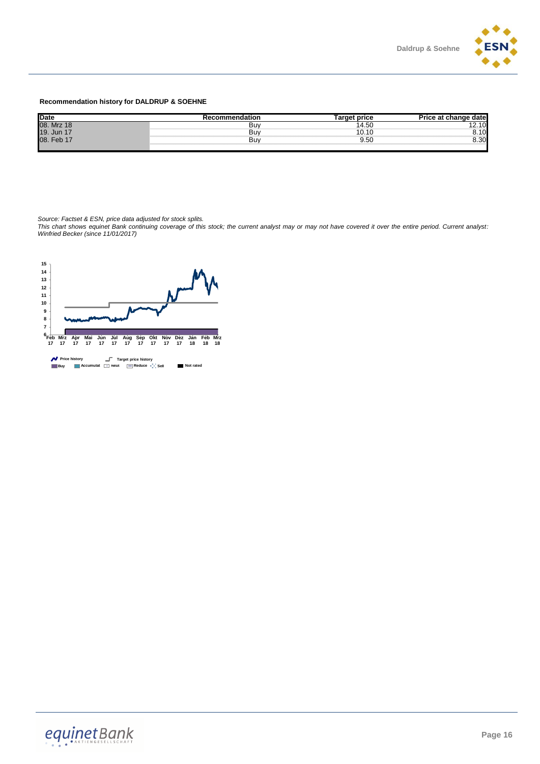**Recommendation history for DALDRUP & SOEHNE**

| Date | Recommendation | Target price | Price at change date |
|---|---|---|---|
| 08. Mrz 18 | Buy | 14.50 | 12.10 |
| 19. Jun 17 | Buy | 10.10 | 8.10 |
| 08. Feb 17 | Buy | 9.50 | 8.30 |

*Source: Factset & ESN, price data adjusted for stock splits.*
*This chart shows equinet Bank continuing coverage of this stock; the current analyst may or may not have covered it over the entire period. Current analyst: Winfried Becker (since 11/01/2017)*

15
14
13
12
11
10
9
8
7
6

Feb 17 | Mrz 17 | Apr 17 | Mai 17 | Jun 17 | Jul 17 | Aug 17 | Sep 17 | Okt 17 | Nov 17 | Dez 17 | Jan 18 | Feb 18 | Mrz 18

Price history | Target price history
Buy | Accumulat | Neut | Reduce | Sell | Not rated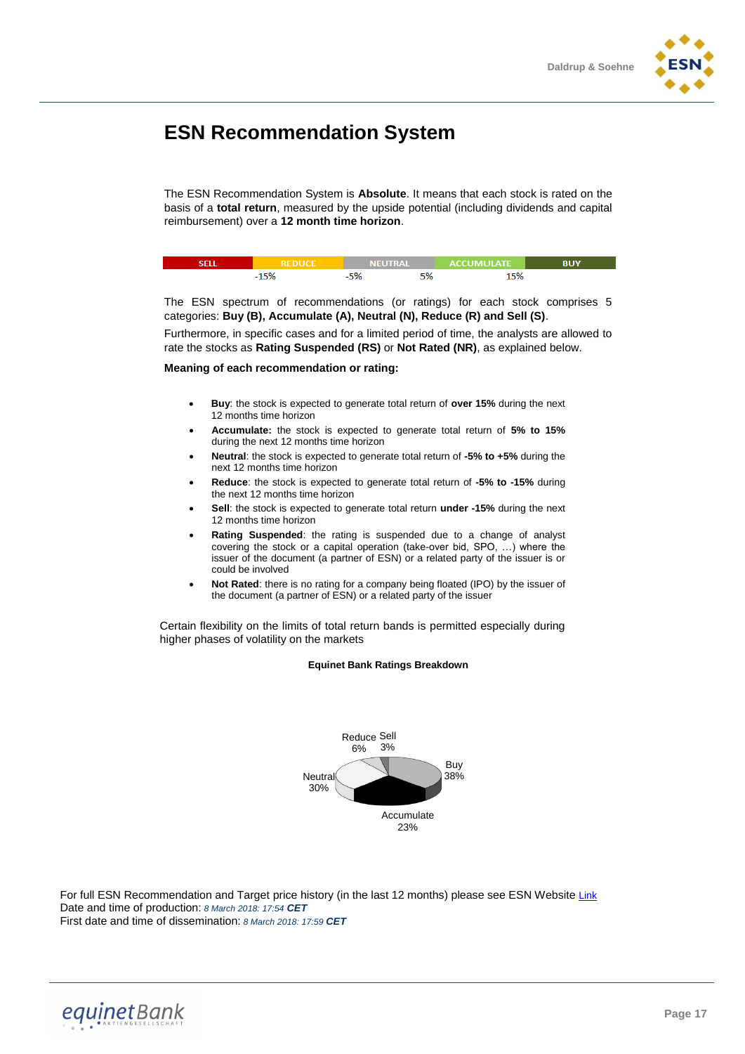# ESN Recommendation System

The ESN Recommendation System is **Absolute**. It means that each stock is rated on the basis of a **total return**, measured by the upside potential (including dividends and capital reimbursement) over a **12 month time horizon**.

| SELL | REDUCE | NEUTRAL | ACCUMULATE | BUY |
|---|---|---|---|---|
| | -15% | -5% 5% | 15% | |

The ESN spectrum of recommendations (or ratings) for each stock comprises 5 categories: **Buy (B), Accumulate (A), Neutral (N), Reduce (R) and Sell (S)**.

Furthermore, in specific cases and for a limited period of time, the analysts are allowed to rate the stocks as **Rating Suspended (RS)** or **Not Rated (NR)**, as explained below.

**Meaning of each recommendation or rating:**

- **Buy**: the stock is expected to generate total return of **over 15%** during the next 12 months time horizon
- **Accumulate:** the stock is expected to generate total return of **5% to 15%** during the next 12 months time horizon
- **Neutral**: the stock is expected to generate total return of **-5% to +5%** during the next 12 months time horizon
- **Reduce**: the stock is expected to generate total return of **-5% to -15%** during the next 12 months time horizon
- **Sell**: the stock is expected to generate total return **under -15%** during the next 12 months time horizon
- **Rating Suspended**: the rating is suspended due to a change of analyst covering the stock or a capital operation (take-over bid, SPO, …) where the issuer of the document (a partner of ESN) or a related party of the issuer is or could be involved
- **Not Rated**: there is no rating for a company being floated (IPO) by the issuer of the document (a partner of ESN) or a related party of the issuer

Certain flexibility on the limits of total return bands is permitted especially during higher phases of volatility on the markets

**Equinet Bank Ratings Breakdown**

| Rating | Share |
|---|---|
| Buy | 38% |
| Accumulate | 23% |
| Neutral | 30% |
| Reduce | 6% |
| Sell | 3% |

For full ESN Recommendation and Target price history (in the last 12 months) please see ESN Website Link
Date and time of production: *8 March 2018: 17:54* ***CET***
First date and time of dissemination: *8 March 2018: 17:59* ***CET***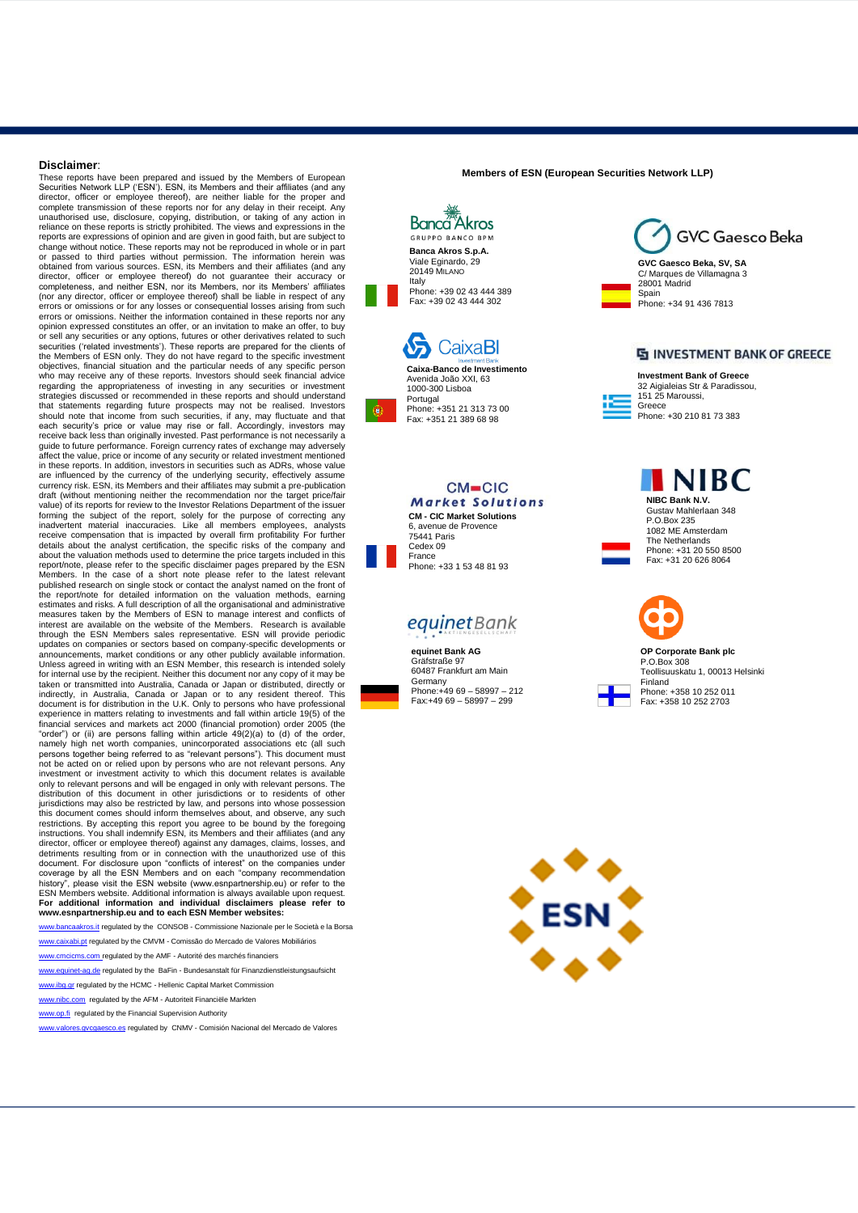**Disclaimer**:

These reports have been prepared and issued by the Members of European Securities Network LLP ('ESN'). ESN, its Members and their affiliates (and any director, officer or employee thereof), are neither liable for the proper and complete transmission of these reports nor for any delay in their receipt. Any unauthorised use, disclosure, copying, distribution, or taking of any action in reliance on these reports is strictly prohibited. The views and expressions in the reports are expressions of opinion and are given in good faith, but are subject to change without notice. These reports may not be reproduced in whole or in part or passed to third parties without permission. The information herein was obtained from various sources. ESN, its Members and their affiliates (and any director, officer or employee thereof) do not guarantee their accuracy or completeness, and neither ESN, nor its Members, nor its Members' affiliates (nor any director, officer or employee thereof) shall be liable in respect of any errors or omissions or for any losses or consequential losses arising from such errors or omissions. Neither the information contained in these reports nor any opinion expressed constitutes an offer, or an invitation to make an offer, to buy or sell any securities or any options, futures or other derivatives related to such securities ('related investments'). These reports are prepared for the clients of the Members of ESN only. They do not have regard to the specific investment objectives, financial situation and the particular needs of any specific person who may receive any of these reports. Investors should seek financial advice regarding the appropriateness of investing in any securities or investment strategies discussed or recommended in these reports and should understand that statements regarding future prospects may not be realised. Investors should note that income from such securities, if any, may fluctuate and that each security's price or value may rise or fall. Accordingly, investors may receive back less than originally invested. Past performance is not necessarily a guide to future performance. Foreign currency rates of exchange may adversely affect the value, price or income of any security or related investment mentioned in these reports. In addition, investors in securities such as ADRs, whose value are influenced by the currency of the underlying security, effectively assume currency risk. ESN, its Members and their affiliates may submit a pre-publication draft (without mentioning neither the recommendation nor the target price/fair value) of its reports for review to the Investor Relations Department of the issuer forming the subject of the report, solely for the purpose of correcting any inadvertent material inaccuracies. Like all members employees, analysts receive compensation that is impacted by overall firm profitability For further details about the analyst certification, the specific risks of the company and about the valuation methods used to determine the price targets included in this report/note, please refer to the specific disclaimer pages prepared by the ESN Members. In the case of a short note please refer to the latest relevant published research on single stock or contact the analyst named on the front of the report/note for detailed information on the valuation methods, earning estimates and risks. A full description of all the organisational and administrative measures taken by the Members of ESN to manage interest and conflicts of interest are available on the website of the Members. Research is available through the ESN Members sales representative. ESN will provide periodic updates on companies or sectors based on company-specific developments or announcements, market conditions or any other publicly available information. Unless agreed in writing with an ESN Member, this research is intended solely for internal use by the recipient. Neither this document nor any copy of it may be taken or transmitted into Australia, Canada or Japan or distributed, directly or indirectly, in Australia, Canada or Japan or to any resident thereof. This document is for distribution in the U.K. Only to persons who have professional experience in matters relating to investments and fall within article 19(5) of the financial services and markets act 2000 (financial promotion) order 2005 (the "order") or (ii) are persons falling within article 49(2)(a) to (d) of the order, namely high net worth companies, unincorporated associations etc (all such persons together being referred to as "relevant persons"). This document must not be acted on or relied upon by persons who are not relevant persons. Any investment or investment activity to which this document relates is available only to relevant persons and will be engaged in only with relevant persons. The distribution of this document in other jurisdictions or to residents of other jurisdictions may also be restricted by law, and persons into whose possession this document comes should inform themselves about, and observe, any such restrictions. By accepting this report you agree to be bound by the foregoing instructions. You shall indemnify ESN, its Members and their affiliates (and any director, officer or employee thereof) against any damages, claims, losses, and detriments resulting from or in connection with the unauthorized use of this document. For disclosure upon "conflicts of interest" on the companies under coverage by all the ESN Members and on each "company recommendation history", please visit the ESN website (www.esnpartnership.eu) or refer to the ESN Members website. Additional information is always available upon request. **For additional information and individual disclaimers please refer to www.esnpartnership.eu and to each ESN Member websites:**

www.bancaakros.it regulated by the CONSOB - Commissione Nazionale per le Società e la Borsa

www.caixabi.pt regulated by the CMVM - Comissão do Mercado de Valores Mobiliários

www.cmcicms.com regulated by the AMF - Autorité des marchés financiers

www.equinet-ag.de regulated by the BaFin - Bundesanstalt für Finanzdienstleistungsaufsicht

www.ibg.gr regulated by the HCMC - Hellenic Capital Market Commission

www.nibc.com regulated by the AFM - Autoriteit Financiële Markten

www.op.fi regulated by the Financial Supervision Authority

www.valores.gvcgaesco.es regulated by CNMV - Comisión Nacional del Mercado de Valores

**Members of ESN (European Securities Network LLP)**

Banca Akros
GRUPPO BANCO BPM

**Banca Akros S.p.A.**
Viale Eginardo, 29
20149 MILANO
Italy
Phone: +39 02 43 444 389
Fax: +39 02 43 444 302

GVC Gaesco Beka

**GVC Gaesco Beka, SV, SA**
C/ Marques de Villamagna 3
28001 Madrid
Spain
Phone: +34 91 436 7813

CaixaBI
Investment Bank

**Caixa-Banco de Investimento**
Avenida João XXI, 63
1000-300 Lisboa
Portugal
Phone: +351 21 313 73 00
Fax: +351 21 389 68 98

INVESTMENT BANK OF GREECE

**Investment Bank of Greece**
32 Aigialeias Str & Paradissou,
151 25 Maroussi,
Greece
Phone: +30 210 81 73 383

CM-CIC
Market Solutions

**CM - CIC Market Solutions**
6, avenue de Provence
75441 Paris
Cedex 09
France
Phone: +33 1 53 48 81 93

NIBC

**NIBC Bank N.V.**
Gustav Mahlerlaan 348
P.O.Box 235
1082 ME Amsterdam
The Netherlands
Phone: +31 20 550 8500
Fax: +31 20 626 8064

equinet Bank
AKTIENGESELLSCHAFT

**equinet Bank AG**
Gräfstraße 97
60487 Frankfurt am Main
Germany
Phone:+49 69 – 58997 – 212
Fax:+49 69 – 58997 – 299

**OP Corporate Bank plc**
P.O.Box 308
Teollisuuskatu 1, 00013 Helsinki
Finland
Phone: +358 10 252 011
Fax: +358 10 252 2703

ESN